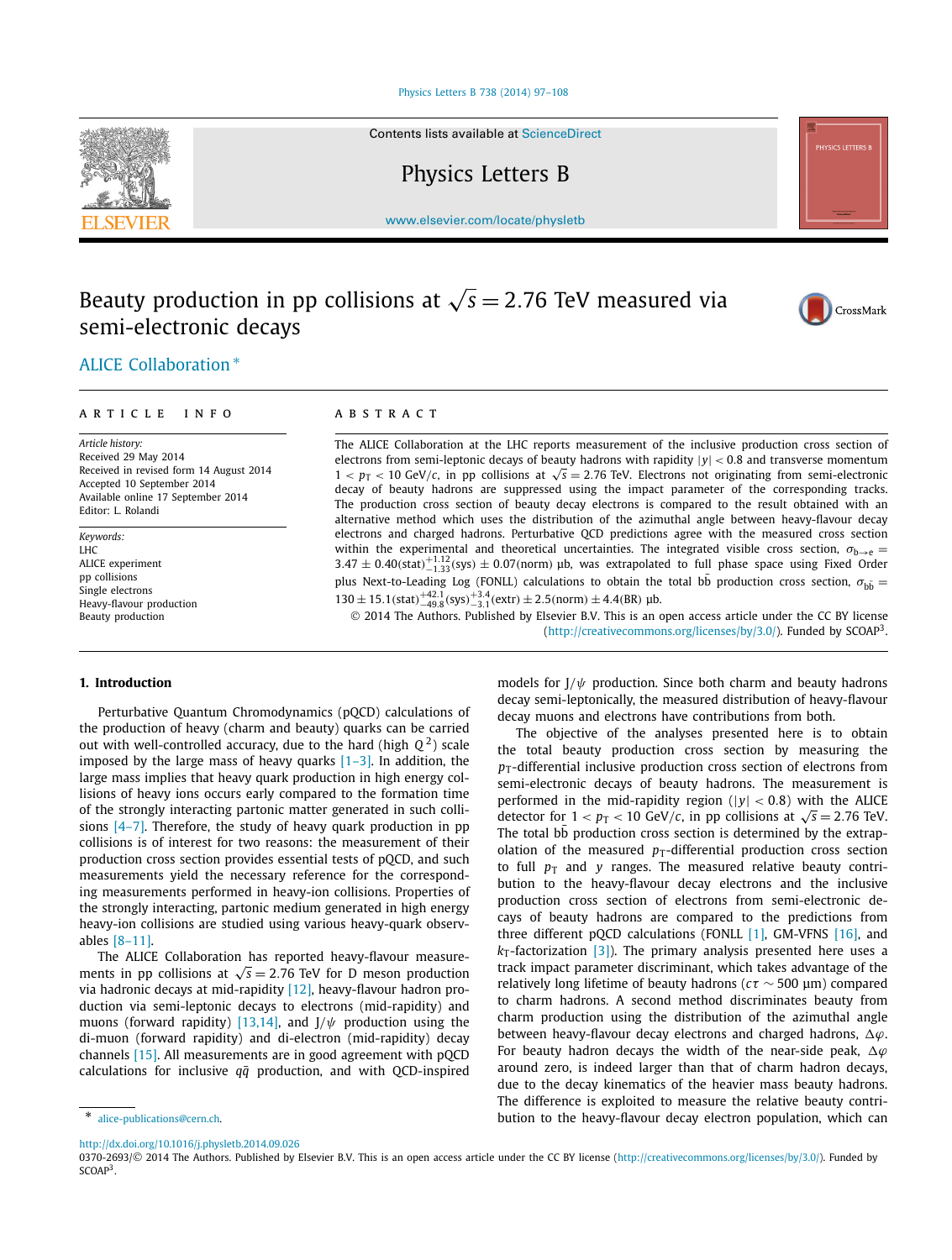# Beauty production in pp collisions at $\sqrt{s} = 2.76$ TeV measured via semi-electronic decays

ALICE Collaboration *

## ARTICLE INFO

*Article history:*
Received 29 May 2014
Received in revised form 14 August 2014
Accepted 10 September 2014
Available online 17 September 2014
Editor: L. Rolandi

*Keywords:*
LHC
ALICE experiment
pp collisions
Single electrons
Heavy-flavour production
Beauty production

## ABSTRACT

The ALICE Collaboration at the LHC reports measurement of the inclusive production cross section of electrons from semi-leptonic decays of beauty hadrons with rapidity $|y| < 0.8$ and transverse momentum $1 < p_T < 10$ GeV/$c$, in pp collisions at $\sqrt{s} = 2.76$ TeV. Electrons not originating from semi-electronic decay of beauty hadrons are suppressed using the impact parameter of the corresponding tracks. The production cross section of beauty decay electrons is compared to the result obtained with an alternative method which uses the distribution of the azimuthal angle between heavy-flavour decay electrons and charged hadrons. Perturbative QCD predictions agree with the measured cross section within the experimental and theoretical uncertainties. The integrated visible cross section, $\sigma_{b\to e} = 3.47 \pm 0.40(\text{stat})^{+1.12}_{-1.33}(\text{sys}) \pm 0.07(\text{norm})$ μb, was extrapolated to full phase space using Fixed Order plus Next-to-Leading Log (FONLL) calculations to obtain the total $b\bar{b}$ production cross section, $\sigma_{b\bar{b}} = 130 \pm 15.1(\text{stat})^{+42.1}_{-49.8}(\text{sys})^{+3.4}_{-3.1}(\text{extr}) \pm 2.5(\text{norm}) \pm 4.4(\text{BR})$ μb.

© 2014 The Authors. Published by Elsevier B.V. This is an open access article under the CC BY license (http://creativecommons.org/licenses/by/3.0/). Funded by SCOAP[3].

## 1. Introduction

Perturbative Quantum Chromodynamics (pQCD) calculations of the production of heavy (charm and beauty) quarks can be carried out with well-controlled accuracy, due to the hard (high $Q^2$) scale imposed by the large mass of heavy quarks [1–3]. In addition, the large mass implies that heavy quark production in high energy collisions of heavy ions occurs early compared to the formation time of the strongly interacting partonic matter generated in such collisions [4–7]. Therefore, the study of heavy quark production in pp collisions is of interest for two reasons: the measurement of their production cross section provides essential tests of pQCD, and such measurements yield the necessary reference for the corresponding measurements performed in heavy-ion collisions. Properties of the strongly interacting, partonic medium generated in high energy heavy-ion collisions are studied using various heavy-quark observables [8–11].

The ALICE Collaboration has reported heavy-flavour measurements in pp collisions at $\sqrt{s} = 2.76$ TeV for D meson production via hadronic decays at mid-rapidity [12], heavy-flavour hadron production via semi-leptonic decays to electrons (mid-rapidity) and muons (forward rapidity) [13,14], and J/$\psi$ production using the di-muon (forward rapidity) and di-electron (mid-rapidity) decay channels [15]. All measurements are in good agreement with pQCD calculations for inclusive $q\bar{q}$ production, and with QCD-inspired models for J/$\psi$ production. Since both charm and beauty hadrons decay semi-leptonically, the measured distribution of heavy-flavour decay muons and electrons have contributions from both.

The objective of the analyses presented here is to obtain the total beauty production cross section by measuring the $p_T$-differential inclusive production cross section of electrons from semi-electronic decays of beauty hadrons. The measurement is performed in the mid-rapidity region ($|y| < 0.8$) with the ALICE detector for $1 < p_T < 10$ GeV/$c$, in pp collisions at $\sqrt{s} = 2.76$ TeV. The total $b\bar{b}$ production cross section is determined by the extrapolation of the measured $p_T$-differential production cross section to full $p_T$ and $y$ ranges. The measured relative beauty contribution to the heavy-flavour decay electrons and the inclusive production cross section of electrons from semi-electronic decays of beauty hadrons are compared to the predictions from three different pQCD calculations (FONLL [1], GM-VFNS [16], and $k_T$-factorization [3]). The primary analysis presented here uses a track impact parameter discriminant, which takes advantage of the relatively long lifetime of beauty hadrons ($c\tau \sim 500$ μm) compared to charm hadrons. A second method discriminates beauty from charm production using the distribution of the azimuthal angle between heavy-flavour decay electrons and charged hadrons, $\Delta\varphi$. For beauty hadron decays the width of the near-side peak, $\Delta\varphi$ around zero, is indeed larger than that of charm hadron decays, due to the decay kinematics of the heavier mass beauty hadrons. The difference is exploited to measure the relative beauty contribution to the heavy-flavour decay electron population, which can

---

* alice-publications@cern.ch.

http://dx.doi.org/10.1016/j.physletb.2014.09.026
0370-2693/© 2014 The Authors. Published by Elsevier B.V. This is an open access article under the CC BY license (http://creativecommons.org/licenses/by/3.0/). Funded by SCOAP[3].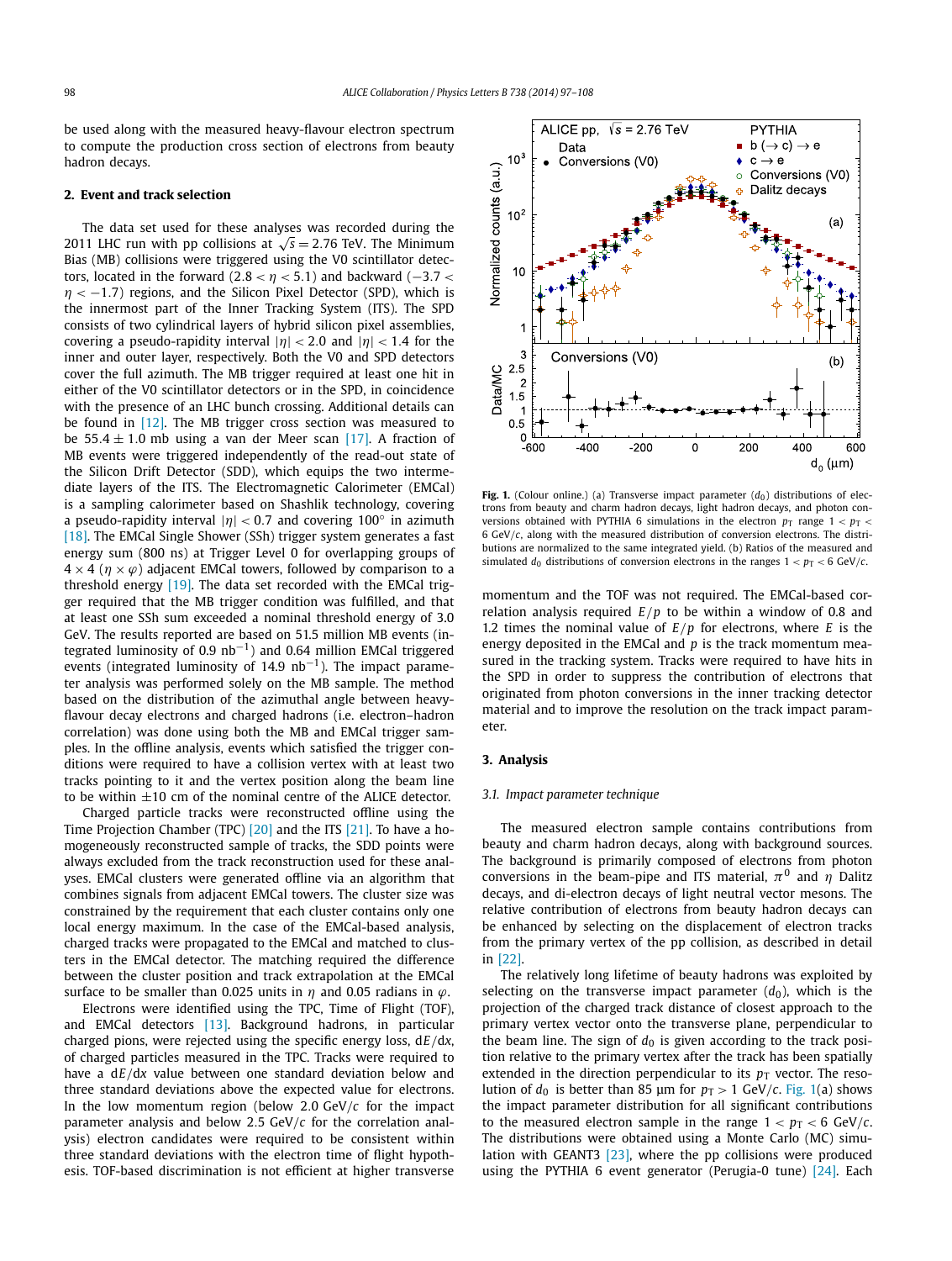be used along with the measured heavy-flavour electron spectrum to compute the production cross section of electrons from beauty hadron decays.

## 2. Event and track selection

The data set used for these analyses was recorded during the 2011 LHC run with pp collisions at $\sqrt{s} = 2.76$ TeV. The Minimum Bias (MB) collisions were triggered using the V0 scintillator detectors, located in the forward ($2.8 < \eta < 5.1$) and backward ($-3.7 < \eta < -1.7$) regions, and the Silicon Pixel Detector (SPD), which is the innermost part of the Inner Tracking System (ITS). The SPD consists of two cylindrical layers of hybrid silicon pixel assemblies, covering a pseudo-rapidity interval $|\eta| < 2.0$ and $|\eta| < 1.4$ for the inner and outer layer, respectively. Both the V0 and SPD detectors cover the full azimuth. The MB trigger required at least one hit in either of the V0 scintillator detectors or in the SPD, in coincidence with the presence of an LHC bunch crossing. Additional details can be found in [12]. The MB trigger cross section was measured to be $55.4 \pm 1.0$ mb using a van der Meer scan [17]. A fraction of MB events were triggered independently of the read-out state of the Silicon Drift Detector (SDD), which equips the two intermediate layers of the ITS. The Electromagnetic Calorimeter (EMCal) is a sampling calorimeter based on Shashlik technology, covering a pseudo-rapidity interval $|\eta| < 0.7$ and covering 100° in azimuth [18]. The EMCal Single Shower (SSh) trigger system generates a fast energy sum (800 ns) at Trigger Level 0 for overlapping groups of $4 \times 4$ ($\eta \times \varphi$) adjacent EMCal towers, followed by comparison to a threshold energy [19]. The data set recorded with the EMCal trigger required that the MB trigger condition was fulfilled, and that at least one SSh sum exceeded a nominal threshold energy of 3.0 GeV. The results reported are based on 51.5 million MB events (integrated luminosity of 0.9 nb$^{-1}$) and 0.64 million EMCal triggered events (integrated luminosity of 14.9 nb$^{-1}$). The impact parameter analysis was performed solely on the MB sample. The method based on the distribution of the azimuthal angle between heavy-flavour decay electrons and charged hadrons (i.e. electron–hadron correlation) was done using both the MB and EMCal trigger samples. In the offline analysis, events which satisfied the trigger conditions were required to have a collision vertex with at least two tracks pointing to it and the vertex position along the beam line to be within ±10 cm of the nominal centre of the ALICE detector.

Charged particle tracks were reconstructed offline using the Time Projection Chamber (TPC) [20] and the ITS [21]. To have a homogeneously reconstructed sample of tracks, the SDD points were always excluded from the track reconstruction used for these analyses. EMCal clusters were generated offline via an algorithm that combines signals from adjacent EMCal towers. The cluster size was constrained by the requirement that each cluster contains only one local energy maximum. In the case of the EMCal-based analysis, charged tracks were propagated to the EMCal and matched to clusters in the EMCal detector. The matching required the difference between the cluster position and track extrapolation at the EMCal surface to be smaller than 0.025 units in $\eta$ and 0.05 radians in $\varphi$.

Electrons were identified using the TPC, Time of Flight (TOF), and EMCal detectors [13]. Background hadrons, in particular charged pions, were rejected using the specific energy loss, d$E$/d$x$, of charged particles measured in the TPC. Tracks were required to have a d$E$/d$x$ value between one standard deviation below and three standard deviations above the expected value for electrons. In the low momentum region (below 2.0 GeV/$c$ for the impact parameter analysis and below 2.5 GeV/$c$ for the correlation analysis) electron candidates were required to be consistent within three standard deviations with the electron time of flight hypothesis. TOF-based discrimination is not efficient at higher transverse momentum and the TOF was not required. The EMCal-based correlation analysis required $E/p$ to be within a window of 0.8 and 1.2 times the nominal value of $E/p$ for electrons, where $E$ is the energy deposited in the EMCal and $p$ is the track momentum measured in the tracking system. Tracks were required to have hits in the SPD in order to suppress the contribution of electrons that originated from photon conversions in the inner tracking detector material and to improve the resolution on the track impact parameter.

**Fig. 1.** (Colour online.) (a) Transverse impact parameter ($d_0$) distributions of electrons from beauty and charm hadron decays, light hadron decays, and photon conversions obtained with PYTHIA 6 simulations in the electron $p_T$ range $1 < p_T < 6$ GeV/$c$, along with the measured distribution of conversion electrons. The distributions are normalized to the same integrated yield. (b) Ratios of the measured and simulated $d_0$ distributions of conversion electrons in the ranges $1 < p_T < 6$ GeV/$c$.

## 3. Analysis

### 3.1. Impact parameter technique

The measured electron sample contains contributions from beauty and charm hadron decays, along with background sources. The background is primarily composed of electrons from photon conversions in the beam-pipe and ITS material, $\pi^0$ and $\eta$ Dalitz decays, and di-electron decays of light neutral vector mesons. The relative contribution of electrons from beauty hadron decays can be enhanced by selecting on the displacement of electron tracks from the primary vertex of the pp collision, as described in detail in [22].

The relatively long lifetime of beauty hadrons was exploited by selecting on the transverse impact parameter ($d_0$), which is the projection of the charged track distance of closest approach to the primary vertex vector onto the transverse plane, perpendicular to the beam line. The sign of $d_0$ is given according to the track position relative to the primary vertex after the track has been spatially extended in the direction perpendicular to its $p_T$ vector. The resolution of $d_0$ is better than 85 μm for $p_T > 1$ GeV/$c$. Fig. 1(a) shows the impact parameter distribution for all significant contributions to the measured electron sample in the range $1 < p_T < 6$ GeV/$c$. The distributions were obtained using a Monte Carlo (MC) simulation with GEANT3 [23], where the pp collisions were produced using the PYTHIA 6 event generator (Perugia-0 tune) [24]. Each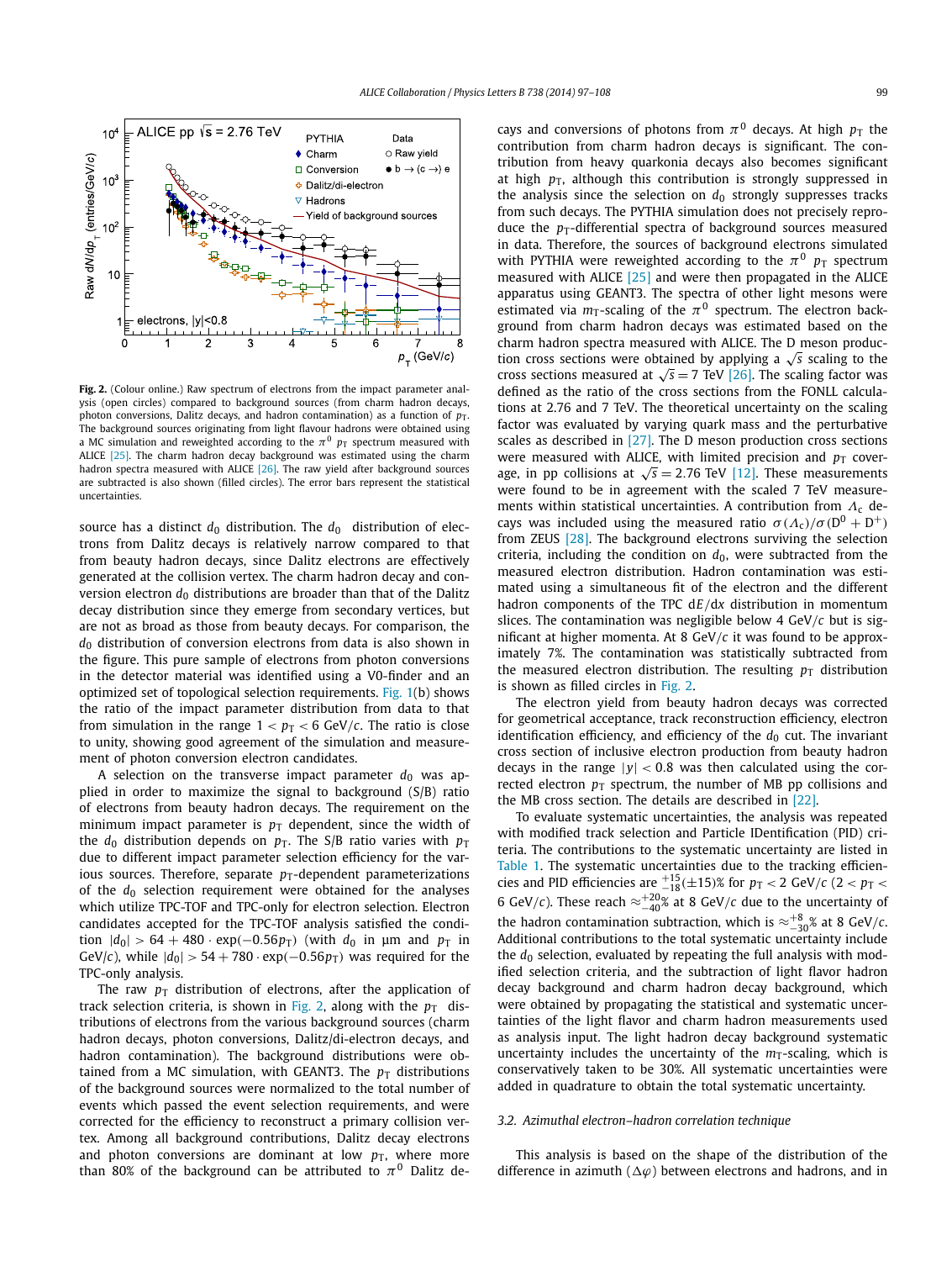**Fig. 2.** (Colour online.) Raw spectrum of electrons from the impact parameter analysis (open circles) compared to background sources (from charm hadron decays, photon conversions, Dalitz decays, and hadron contamination) as a function of $p_T$. The background sources originating from light flavour hadrons were obtained using a MC simulation and reweighted according to the $\pi^0$ $p_T$ spectrum measured with ALICE [25]. The charm hadron decay background was estimated using the charm hadron spectra measured with ALICE [26]. The raw yield after background sources are subtracted is also shown (filled circles). The error bars represent the statistical uncertainties.

source has a distinct $d_0$ distribution. The $d_0$ distribution of electrons from Dalitz decays is relatively narrow compared to that from beauty hadron decays, since Dalitz electrons are effectively generated at the collision vertex. The charm hadron decay and conversion electron $d_0$ distributions are broader than that of the Dalitz decay distribution since they emerge from secondary vertices, but are not as broad as those from beauty decays. For comparison, the $d_0$ distribution of conversion electrons from data is also shown in the figure. This pure sample of electrons from photon conversions in the detector material was identified using a V0-finder and an optimized set of topological selection requirements. Fig. 1(b) shows the ratio of the impact parameter distribution from data to that from simulation in the range $1 < p_T < 6$ GeV/$c$. The ratio is close to unity, showing good agreement of the simulation and measurement of photon conversion electron candidates.

A selection on the transverse impact parameter $d_0$ was applied in order to maximize the signal to background (S/B) ratio of electrons from beauty hadron decays. The requirement on the minimum impact parameter is $p_T$ dependent, since the width of the $d_0$ distribution depends on $p_T$. The S/B ratio varies with $p_T$ due to different impact parameter selection efficiency for the various sources. Therefore, separate $p_T$-dependent parameterizations of the $d_0$ selection requirement were obtained for the analyses which utilize TPC-TOF and TPC-only for electron selection. Electron candidates accepted for the TPC-TOF analysis satisfied the condition $|d_0| > 64 + 480 \cdot \exp(-0.56 p_T)$ (with $d_0$ in μm and $p_T$ in GeV/$c$), while $|d_0| > 54 + 780 \cdot \exp(-0.56 p_T)$ was required for the TPC-only analysis.

The raw $p_T$ distribution of electrons, after the application of track selection criteria, is shown in Fig. 2, along with the $p_T$ distributions of electrons from the various background sources (charm hadron decays, photon conversions, Dalitz/di-electron decays, and hadron contamination). The background distributions were obtained from a MC simulation, with GEANT3. The $p_T$ distributions of the background sources were normalized to the total number of events which passed the event selection requirements, and were corrected for the efficiency to reconstruct a primary collision vertex. Among all background contributions, Dalitz decay electrons and photon conversions are dominant at low $p_T$, where more than 80% of the background can be attributed to $\pi^0$ Dalitz decays and conversions of photons from $\pi^0$ decays. At high $p_T$ the contribution from charm hadron decays is significant. The contribution from heavy quarkonia decays also becomes significant at high $p_T$, although this contribution is strongly suppressed in the analysis since the selection on $d_0$ strongly suppresses tracks from such decays. The PYTHIA simulation does not precisely reproduce the $p_T$-differential spectra of background sources measured in data. Therefore, the sources of background electrons simulated with PYTHIA were reweighted according to the $\pi^0$ $p_T$ spectrum measured with ALICE [25] and were then propagated in the ALICE apparatus using GEANT3. The spectra of other light mesons were estimated via $m_T$-scaling of the $\pi^0$ spectrum. The electron background from charm hadron decays was estimated based on the charm hadron spectra measured with ALICE. The D meson production cross sections were obtained by applying a $\sqrt{s}$ scaling to the cross sections measured at $\sqrt{s} = 7$ TeV [26]. The scaling factor was defined as the ratio of the cross sections from the FONLL calculations at 2.76 and 7 TeV. The theoretical uncertainty on the scaling factor was evaluated by varying quark mass and the perturbative scales as described in [27]. The D meson production cross sections were measured with ALICE, with limited precision and $p_T$ coverage, in pp collisions at $\sqrt{s} = 2.76$ TeV [12]. These measurements were found to be in agreement with the scaled 7 TeV measurements within statistical uncertainties. A contribution from $\Lambda_c$ decays was included using the measured ratio $\sigma(\Lambda_c)/\sigma(D^0 + D^+)$ from ZEUS [28]. The background electrons surviving the selection criteria, including the condition on $d_0$, were subtracted from the measured electron distribution. Hadron contamination was estimated using a simultaneous fit of the electron and the different hadron components of the TPC d$E$/d$x$ distribution in momentum slices. The contamination was negligible below 4 GeV/$c$ but is significant at higher momenta. At 8 GeV/$c$ it was found to be approximately 7%. The contamination was statistically subtracted from the measured electron distribution. The resulting $p_T$ distribution is shown as filled circles in Fig. 2.

The electron yield from beauty hadron decays was corrected for geometrical acceptance, track reconstruction efficiency, electron identification efficiency, and efficiency of the $d_0$ cut. The invariant cross section of inclusive electron production from beauty hadron decays in the range $|y| < 0.8$ was then calculated using the corrected electron $p_T$ spectrum, the number of MB pp collisions and the MB cross section. The details are described in [22].

To evaluate systematic uncertainties, the analysis was repeated with modified track selection and Particle IDentification (PID) criteria. The contributions to the systematic uncertainty are listed in Table 1. The systematic uncertainties due to the tracking efficiencies and PID efficiencies are $^{+15}_{-18}$(±15)% for $p_T < 2$ GeV/$c$ ($2 < p_T < 6$ GeV/$c$). These reach $\approx^{+20}_{-40}$% at 8 GeV/$c$ due to the uncertainty of the hadron contamination subtraction, which is $\approx^{+8}_{-30}$% at 8 GeV/$c$. Additional contributions to the total systematic uncertainty include the $d_0$ selection, evaluated by repeating the full analysis with modified selection criteria, and the subtraction of light flavor hadron decay background and charm hadron decay background, which were obtained by propagating the statistical and systematic uncertainties of the light flavor and charm hadron measurements used as analysis input. The light hadron decay background systematic uncertainty includes the uncertainty of the $m_T$-scaling, which is conservatively taken to be 30%. All systematic uncertainties were added in quadrature to obtain the total systematic uncertainty.

### 3.2. Azimuthal electron–hadron correlation technique

This analysis is based on the shape of the distribution of the difference in azimuth ($\Delta\varphi$) between electrons and hadrons, and in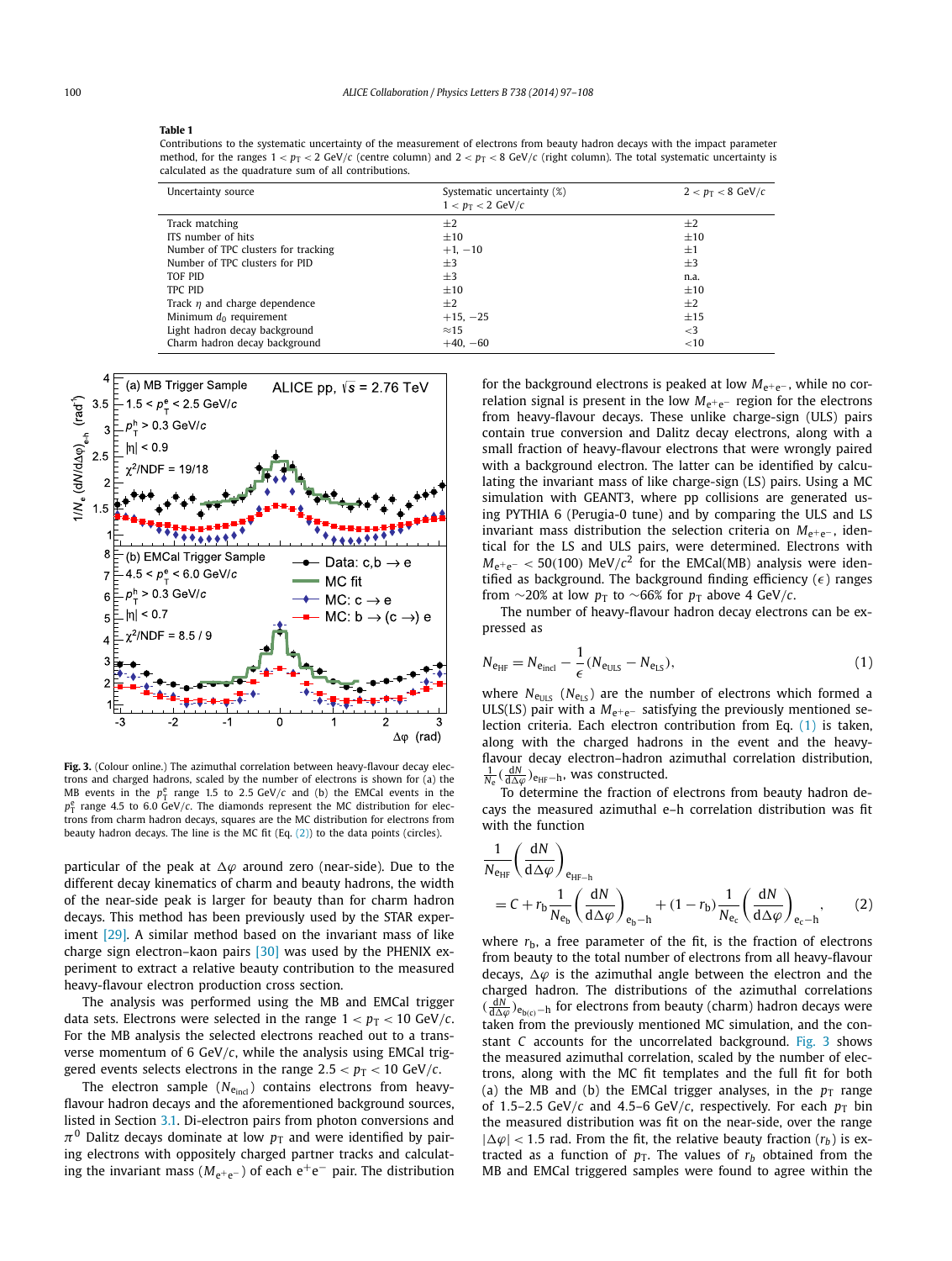**Table 1**

Contributions to the systematic uncertainty of the measurement of electrons from beauty hadron decays with the impact parameter method, for the ranges $1 < p_T < 2$ GeV/$c$ (centre column) and $2 < p_T < 8$ GeV/$c$ (right column). The total systematic uncertainty is calculated as the quadrature sum of all contributions.

| Uncertainty source | Systematic uncertainty (%) $1 < p_T < 2$ GeV/$c$ | $2 < p_T < 8$ GeV/$c$ |
|---|---|---|
| Track matching | $\pm 2$ | $\pm 2$ |
| ITS number of hits | $\pm 10$ | $\pm 10$ |
| Number of TPC clusters for tracking | $+1, -10$ | $\pm 1$ |
| Number of TPC clusters for PID | $\pm 3$ | $\pm 3$ |
| TOF PID | $\pm 3$ | n.a. |
| TPC PID | $\pm 10$ | $\pm 10$ |
| Track $\eta$ and charge dependence | $\pm 2$ | $\pm 2$ |
| Minimum $d_0$ requirement | $+15, -25$ | $\pm 15$ |
| Light hadron decay background | $\approx 15$ | $<3$ |
| Charm hadron decay background | $+40, -60$ | $<10$ |

**Fig. 3.** (Colour online.) The azimuthal correlation between heavy-flavour decay electrons and charged hadrons, scaled by the number of electrons is shown for (a) the MB events in the $p_T^e$ range 1.5 to 2.5 GeV/$c$ and (b) the EMCal events in the $p_T^e$ range 4.5 to 6.0 GeV/$c$. The diamonds represent the MC distribution for electrons from charm hadron decays, squares are the MC distribution for electrons from beauty hadron decays. The line is the MC fit (Eq. (2)) to the data points (circles).

particular of the peak at $\Delta\varphi$ around zero (near-side). Due to the different decay kinematics of charm and beauty hadrons, the width of the near-side peak is larger for beauty than for charm hadron decays. This method has been previously used by the STAR experiment [29]. A similar method based on the invariant mass of like charge sign electron–kaon pairs [30] was used by the PHENIX experiment to extract a relative beauty contribution to the measured heavy-flavour electron production cross section.

The analysis was performed using the MB and EMCal trigger data sets. Electrons were selected in the range $1 < p_T < 10$ GeV/$c$. For the MB analysis the selected electrons reached out to a transverse momentum of 6 GeV/$c$, while the analysis using EMCal triggered events selects electrons in the range $2.5 < p_T < 10$ GeV/$c$.

The electron sample ($N_{e_{incl}}$) contains electrons from heavy-flavour hadron decays and the aforementioned background sources, listed in Section 3.1. Di-electron pairs from photon conversions and $\pi^0$ Dalitz decays dominate at low $p_T$ and were identified by pairing electrons with oppositely charged partner tracks and calculating the invariant mass ($M_{e^+e^-}$) of each $e^+e^-$ pair. The distribution for the background electrons is peaked at low $M_{e^+e^-}$, while no correlation signal is present in the low $M_{e^+e^-}$ region for the electrons from heavy-flavour decays. These unlike charge-sign (ULS) pairs contain true conversion and Dalitz decay electrons, along with a small fraction of heavy-flavour electrons that were wrongly paired with a background electron. The latter can be identified by calculating the invariant mass of like charge-sign (LS) pairs. Using a MC simulation with GEANT3, where pp collisions are generated using PYTHIA 6 (Perugia-0 tune) and by comparing the ULS and LS invariant mass distribution the selection criteria on $M_{e^+e^-}$, identical for the LS and ULS pairs, were determined. Electrons with $M_{e^+e^-} < 50(100)$ MeV/$c^2$ for the EMCal(MB) analysis were identified as background. The background finding efficiency ($\epsilon$) ranges from $\sim$20% at low $p_T$ to $\sim$66% for $p_T$ above 4 GeV/$c$.

The number of heavy-flavour hadron decay electrons can be expressed as

$$N_{e_{HF}} = N_{e_{incl}} - \frac{1}{\epsilon}\left(N_{e_{ULS}} - N_{e_{LS}}\right), \tag{1}$$

where $N_{e_{ULS}}$ ($N_{e_{LS}}$) are the number of electrons which formed a ULS(LS) pair with a $M_{e^+e^-}$ satisfying the previously mentioned selection criteria. Each electron contribution from Eq. (1) is taken, along with the charged hadrons in the event and the heavy-flavour decay electron–hadron azimuthal correlation distribution, $\frac{1}{N_e}\left(\frac{dN}{d\Delta\varphi}\right)_{e_{HF}-h}$, was constructed.

To determine the fraction of electrons from beauty hadron decays the measured azimuthal e–h correlation distribution was fit with the function

$$\frac{1}{N_{e_{HF}}}\left(\frac{dN}{d\Delta\varphi}\right)_{e_{HF}-h} = C + r_b \frac{1}{N_{e_b}}\left(\frac{dN}{d\Delta\varphi}\right)_{e_b-h} + (1-r_b)\frac{1}{N_{e_c}}\left(\frac{dN}{d\Delta\varphi}\right)_{e_c-h}, \tag{2}$$

where $r_b$, a free parameter of the fit, is the fraction of electrons from beauty to the total number of electrons from all heavy-flavour decays, $\Delta\varphi$ is the azimuthal angle between the electron and the charged hadron. The distributions of the azimuthal correlations $\left(\frac{dN}{d\Delta\varphi}\right)_{e_{b(c)}-h}$ for electrons from beauty (charm) hadron decays were taken from the previously mentioned MC simulation, and the constant $C$ accounts for the uncorrelated background. Fig. 3 shows the measured azimuthal correlation, scaled by the number of electrons, along with the MC fit templates and the full fit for both (a) the MB and (b) the EMCal trigger analyses, in the $p_T$ range of 1.5–2.5 GeV/$c$ and 4.5–6 GeV/$c$, respectively. For each $p_T$ bin the measured distribution was fit on the near-side, over the range $|\Delta\varphi| < 1.5$ rad. From the fit, the relative beauty fraction ($r_b$) is extracted as a function of $p_T$. The values of $r_b$ obtained from the MB and EMCal triggered samples were found to agree within the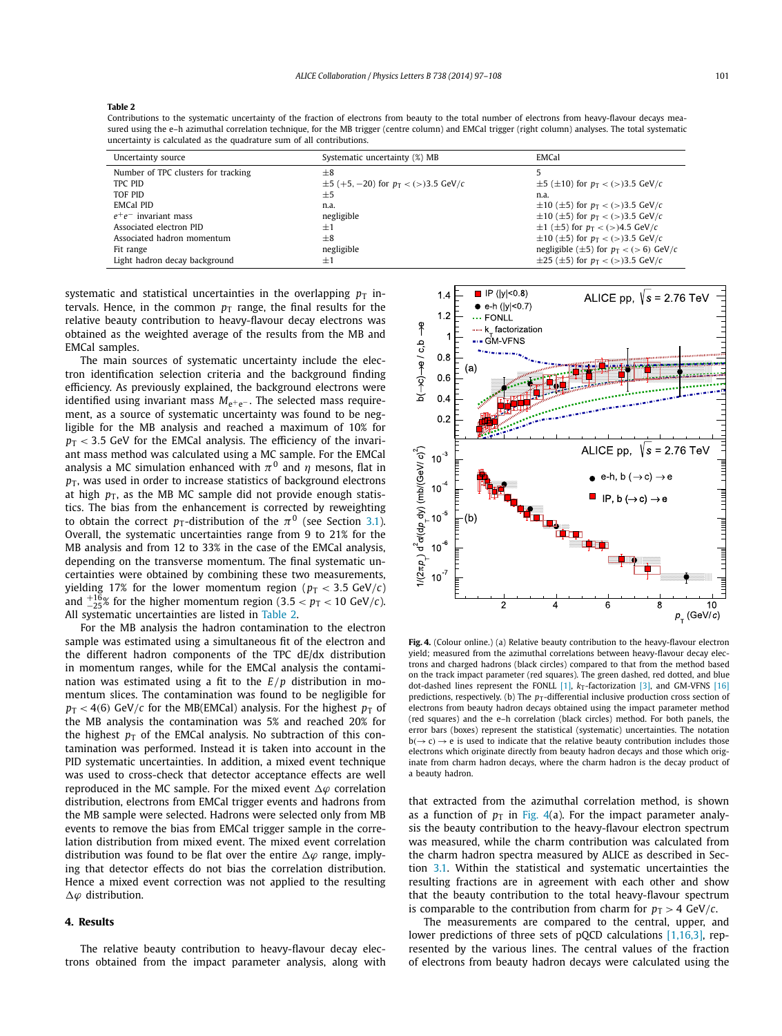**Table 2**
Contributions to the systematic uncertainty of the fraction of electrons from beauty to the total number of electrons from heavy-flavour decays measured using the e–h azimuthal correlation technique, for the MB trigger (centre column) and EMCal trigger (right column) analyses. The total systematic uncertainty is calculated as the quadrature sum of all contributions.

| Uncertainty source | Systematic uncertainty (%) MB | EMCal |
|---|---|---|
| Number of TPC clusters for tracking | ±8 | 5 |
| TPC PID | ±5 (+5, −20) for $p_T <(>) 3.5$ GeV/$c$ | ±5 (±10) for $p_T <(>) 3.5$ GeV/$c$ |
| TOF PID | ±5 | n.a. |
| EMCal PID | n.a. | ±10 (±5) for $p_T <(>) 3.5$ GeV/$c$ |
| $e^+e^-$ invariant mass | negligible | ±10 (±5) for $p_T <(>) 3.5$ GeV/$c$ |
| Associated electron PID | ±1 | ±1 (±5) for $p_T <(>) 4.5$ GeV/$c$ |
| Associated hadron momentum | ±8 | ±10 (±5) for $p_T <(>) 3.5$ GeV/$c$ |
| Fit range | negligible | negligible (±5) for $p_T <(>) 6$ GeV/$c$ |
| Light hadron decay background | ±1 | ±25 (±5) for $p_T <(>) 3.5$ GeV/$c$ |

systematic and statistical uncertainties in the overlapping $p_T$ intervals. Hence, in the common $p_T$ range, the final results for the relative beauty contribution to heavy-flavour decay electrons was obtained as the weighted average of the results from the MB and EMCal samples.

The main sources of systematic uncertainty include the electron identification selection criteria and the background finding efficiency. As previously explained, the background electrons were identified using invariant mass $M_{e^+e^-}$. The selected mass requirement, as a source of systematic uncertainty was found to be negligible for the MB analysis and reached a maximum of 10% for $p_T < 3.5$ GeV for the EMCal analysis. The efficiency of the invariant mass method was calculated using a MC sample. For the EMCal analysis a MC simulation enhanced with $\pi^0$ and $\eta$ mesons, flat in $p_T$, was used in order to increase statistics of background electrons at high $p_T$, as the MB MC sample did not provide enough statistics. The bias from the enhancement is corrected by reweighting to obtain the correct $p_T$-distribution of the $\pi^0$ (see Section 3.1). Overall, the systematic uncertainties range from 9 to 21% for the MB analysis and from 12 to 33% in the case of the EMCal analysis, depending on the transverse momentum. The final systematic uncertainties were obtained by combining these two measurements, yielding 17% for the lower momentum region ($p_T < 3.5$ GeV/$c$) and $^{+16}_{-25}$% for the higher momentum region ($3.5 < p_T < 10$ GeV/$c$). All systematic uncertainties are listed in Table 2.

For the MB analysis the hadron contamination to the electron sample was estimated using a simultaneous fit of the electron and the different hadron components of the TPC dE/dx distribution in momentum ranges, while for the EMCal analysis the contamination was estimated using a fit to the $E/p$ distribution in momentum slices. The contamination was found to be negligible for $p_T < 4(6)$ GeV/$c$ for the MB(EMCal) analysis. For the highest $p_T$ of the MB analysis the contamination was 5% and reached 20% for the highest $p_T$ of the EMCal analysis. No subtraction of this contamination was performed. Instead it is taken into account in the PID systematic uncertainties. In addition, a mixed event technique was used to cross-check that detector acceptance effects are well reproduced in the MC sample. For the mixed event $\Delta\varphi$ correlation distribution, electrons from EMCal trigger events and hadrons from the MB sample were selected. Hadrons were selected only from MB events to remove the bias from EMCal trigger sample in the correlation distribution from mixed event. The mixed event correlation distribution was found to be flat over the entire $\Delta\varphi$ range, implying that detector effects do not bias the correlation distribution. Hence a mixed event correction was not applied to the resulting $\Delta\varphi$ distribution.

## 4. Results

The relative beauty contribution to heavy-flavour decay electrons obtained from the impact parameter analysis, along with that extracted from the azimuthal correlation method, is shown as a function of $p_T$ in Fig. 4(a). For the impact parameter analysis the beauty contribution to the heavy-flavour electron spectrum was measured, while the charm contribution was calculated from the charm hadron spectra measured by ALICE as described in Section 3.1. Within the statistical and systematic uncertainties the resulting fractions are in agreement with each other and show that the beauty contribution to the total heavy-flavour spectrum is comparable to the contribution from charm for $p_T > 4$ GeV/$c$.

**Fig. 4.** (Colour online.) (a) Relative beauty contribution to the heavy-flavour electron yield; measured from the azimuthal correlations between heavy-flavour decay electrons and charged hadrons (black circles) compared to that from the method based on the track impact parameter (red squares). The green dashed, red dotted, and blue dot-dashed lines represent the FONLL [1], $k_T$-factorization [3], and GM-VFNS [16] predictions, respectively. (b) The $p_T$-differential inclusive production cross section of electrons from beauty hadron decays obtained using the impact parameter method (red squares) and the e–h correlation (black circles) method. For both panels, the error bars (boxes) represent the statistical (systematic) uncertainties. The notation b(→ c) → e is used to indicate that the relative beauty contribution includes those electrons which originate directly from beauty hadron decays and those which originate from charm hadron decays, where the charm hadron is the decay product of a beauty hadron.

The measurements are compared to the central, upper, and lower predictions of three sets of pQCD calculations [1,16,3], represented by the various lines. The central values of the fraction of electrons from beauty hadron decays were calculated using the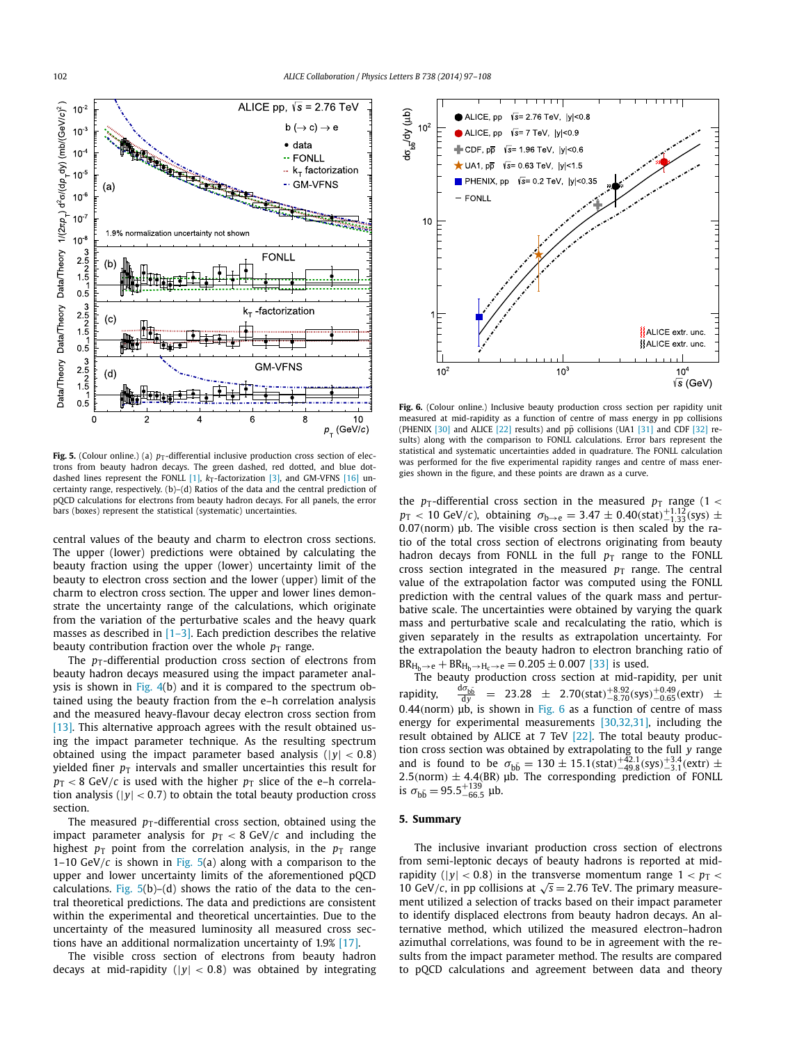Fig. 5. (Colour online.) (a) $p_T$-differential inclusive production cross section of electrons from beauty hadron decays. The green dashed, red dotted, and blue dot-dashed lines represent the FONLL [1], $k_T$-factorization [3], and GM-VFNS [16] uncertainty range, respectively. (b)–(d) Ratios of the data and the central prediction of pQCD calculations for electrons from beauty hadron decays. For all panels, the error bars (boxes) represent the statistical (systematic) uncertainties.

central values of the beauty and charm to electron cross sections. The upper (lower) predictions were obtained by calculating the beauty fraction using the upper (lower) uncertainty limit of the beauty to electron cross section and the lower (upper) limit of the charm to electron cross section. The upper and lower lines demonstrate the uncertainty range of the calculations, which originate from the variation of the perturbative scales and the heavy quark masses as described in [1–3]. Each prediction describes the relative beauty contribution fraction over the whole $p_T$ range.

The $p_T$-differential production cross section of electrons from beauty hadron decays measured using the impact parameter analysis is shown in Fig. 4(b) and it is compared to the spectrum obtained using the beauty fraction from the e–h correlation analysis and the measured heavy-flavour decay electron cross section from [13]. This alternative approach agrees with the result obtained using the impact parameter technique. As the resulting spectrum obtained using the impact parameter based analysis ($|y| < 0.8$) yielded finer $p_T$ intervals and smaller uncertainties this result for $p_T < 8$ GeV/$c$ is used with the higher $p_T$ slice of the e–h correlation analysis ($|y| < 0.7$) to obtain the total beauty production cross section.

The measured $p_T$-differential cross section, obtained using the impact parameter analysis for $p_T < 8$ GeV/$c$ and including the highest $p_T$ point from the correlation analysis, in the $p_T$ range 1–10 GeV/$c$ is shown in Fig. 5(a) along with a comparison to the upper and lower uncertainty limits of the aforementioned pQCD calculations. Fig. 5(b)–(d) shows the ratio of the data to the central theoretical predictions. The data and predictions are consistent within the experimental and theoretical uncertainties. Due to the uncertainty of the measured luminosity all measured cross sections have an additional normalization uncertainty of 1.9% [17].

The visible cross section of electrons from beauty hadron decays at mid-rapidity ($|y| < 0.8$) was obtained by integrating the $p_T$-differential cross section in the measured $p_T$ range ($1 < p_T < 10$ GeV/$c$), obtaining $\sigma_{b\to e} = 3.47 \pm 0.40(\text{stat})^{+1.12}_{-1.33}(\text{sys}) \pm 0.07(\text{norm})$ μb. The visible cross section is then scaled by the ratio of the total cross section of electrons originating from beauty hadron decays from FONLL in the full $p_T$ range to the FONLL cross section integrated in the measured $p_T$ range. The central value of the extrapolation factor was computed using the FONLL prediction with the central values of the quark mass and perturbative scale. The uncertainties were obtained by varying the quark mass and perturbative scale and recalculating the ratio, which is given separately in the results as extrapolation uncertainty. For the extrapolation the beauty hadron to electron branching ratio of $\text{BR}_{\text{H}_b\to e} + \text{BR}_{\text{H}_b\to\text{H}_c\to e} = 0.205 \pm 0.007$ [33] is used.

The beauty production cross section at mid-rapidity, per unit rapidity, $\frac{d\sigma_{b\bar{b}}}{dy} = 23.28 \pm 2.70(\text{stat})^{+8.92}_{-8.70}(\text{sys})^{+0.49}_{-0.65}(\text{extr}) \pm 0.44(\text{norm})$ μb, is shown in Fig. 6 as a function of centre of mass energy for experimental measurements [30,32,31], including the result obtained by ALICE at 7 TeV [22]. The total beauty production cross section was obtained by extrapolating to the full $y$ range and is found to be $\sigma_{b\bar{b}} = 130 \pm 15.1(\text{stat})^{+42.1}_{-49.8}(\text{sys})^{+3.4}_{-3.1}(\text{extr}) \pm 2.5(\text{norm}) \pm 4.4(\text{BR})$ μb. The corresponding prediction of FONLL is $\sigma_{b\bar{b}} = 95.5^{+139}_{-66.5}$ μb.

Fig. 6. (Colour online.) Inclusive beauty production cross section per rapidity unit measured at mid-rapidity as a function of centre of mass energy in pp collisions (PHENIX [30] and ALICE [22] results) and p$\bar{\text{p}}$ collisions (UA1 [31] and CDF [32] results) along with the comparison to FONLL calculations. Error bars represent the statistical and systematic uncertainties added in quadrature. The FONLL calculation was performed for the five experimental rapidity ranges and centre of mass energies shown in the figure, and these points are drawn as a curve.

## 5. Summary

The inclusive invariant production cross section of electrons from semi-leptonic decays of beauty hadrons is reported at mid-rapidity ($|y| < 0.8$) in the transverse momentum range $1 < p_T < 10$ GeV/$c$, in pp collisions at $\sqrt{s} = 2.76$ TeV. The primary measurement utilized a selection of tracks based on their impact parameter to identify displaced electrons from beauty hadron decays. An alternative method, which utilized the measured electron–hadron azimuthal correlations, was found to be in agreement with the results from the impact parameter method. The results are compared to pQCD calculations and agreement between data and theory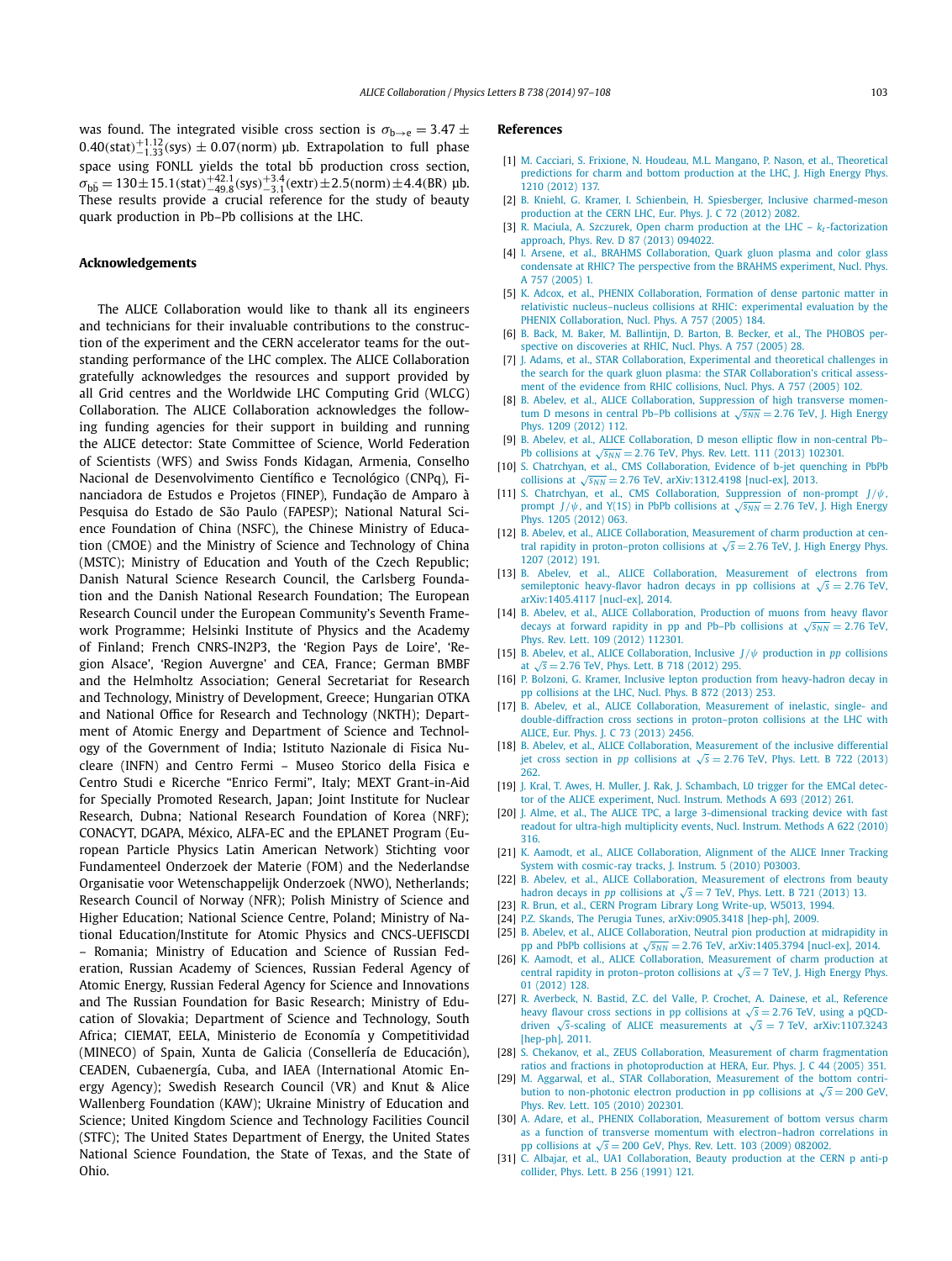was found. The integrated visible cross section is $\sigma_{\mathrm{b}\rightarrow\mathrm{e}} = 3.47 \pm 0.40(\mathrm{stat})^{+1.12}_{-1.33}(\mathrm{sys}) \pm 0.07(\mathrm{norm})$ μb. Extrapolation to full phase space using FONLL yields the total $\mathrm{b}\bar{\mathrm{b}}$ production cross section, $\sigma_{\mathrm{b}\bar{\mathrm{b}}} = 130 \pm 15.1(\mathrm{stat})^{+42.1}_{-49.8}(\mathrm{sys})^{+3.4}_{-3.1}(\mathrm{extr}) \pm 2.5(\mathrm{norm}) \pm 4.4(\mathrm{BR})$ μb. These results provide a crucial reference for the study of beauty quark production in Pb–Pb collisions at the LHC.

## Acknowledgements

The ALICE Collaboration would like to thank all its engineers and technicians for their invaluable contributions to the construction of the experiment and the CERN accelerator teams for the outstanding performance of the LHC complex. The ALICE Collaboration gratefully acknowledges the resources and support provided by all Grid centres and the Worldwide LHC Computing Grid (WLCG) Collaboration. The ALICE Collaboration acknowledges the following funding agencies for their support in building and running the ALICE detector: State Committee of Science, World Federation of Scientists (WFS) and Swiss Fonds Kidagan, Armenia, Conselho Nacional de Desenvolvimento Científico e Tecnológico (CNPq), Financiadora de Estudos e Projetos (FINEP), Fundação de Amparo à Pesquisa do Estado de São Paulo (FAPESP); National Natural Science Foundation of China (NSFC), the Chinese Ministry of Education (CMOE) and the Ministry of Science and Technology of China (MSTC); Ministry of Education and Youth of the Czech Republic; Danish Natural Science Research Council, the Carlsberg Foundation and the Danish National Research Foundation; The European Research Council under the European Community's Seventh Framework Programme; Helsinki Institute of Physics and the Academy of Finland; French CNRS-IN2P3, the 'Region Pays de Loire', 'Region Alsace', 'Region Auvergne' and CEA, France; German BMBF and the Helmholtz Association; General Secretariat for Research and Technology, Ministry of Development, Greece; Hungarian OTKA and National Office for Research and Technology (NKTH); Department of Atomic Energy and Department of Science and Technology of the Government of India; Istituto Nazionale di Fisica Nucleare (INFN) and Centro Fermi – Museo Storico della Fisica e Centro Studi e Ricerche "Enrico Fermi", Italy; MEXT Grant-in-Aid for Specially Promoted Research, Japan; Joint Institute for Nuclear Research, Dubna; National Research Foundation of Korea (NRF); CONACYT, DGAPA, México, ALFA-EC and the EPLANET Program (European Particle Physics Latin American Network) Stichting voor Fundamenteel Onderzoek der Materie (FOM) and the Nederlandse Organisatie voor Wetenschappelijk Onderzoek (NWO), Netherlands; Research Council of Norway (NFR); Polish Ministry of Science and Higher Education; National Science Centre, Poland; Ministry of National Education/Institute for Atomic Physics and CNCS-UEFISCDI – Romania; Ministry of Education and Science of Russian Federation, Russian Academy of Sciences, Russian Federal Agency of Atomic Energy, Russian Federal Agency for Science and Innovations and The Russian Foundation for Basic Research; Ministry of Education of Slovakia; Department of Science and Technology, South Africa; CIEMAT, EELA, Ministerio de Economía y Competitividad (MINECO) of Spain, Xunta de Galicia (Consellería de Educación), CEADEN, Cubaenergía, Cuba, and IAEA (International Atomic Energy Agency); Swedish Research Council (VR) and Knut & Alice Wallenberg Foundation (KAW); Ukraine Ministry of Education and Science; United Kingdom Science and Technology Facilities Council (STFC); The United States Department of Energy, the United States National Science Foundation, the State of Texas, and the State of Ohio.

## References

[1] M. Cacciari, S. Frixione, N. Houdeau, M.L. Mangano, P. Nason, et al., Theoretical predictions for charm and bottom production at the LHC, J. High Energy Phys. 1210 (2012) 137.

[2] B. Kniehl, G. Kramer, I. Schienbein, H. Spiesberger, Inclusive charmed-meson production at the CERN LHC, Eur. Phys. J. C 72 (2012) 2082.

[3] R. Maciula, A. Szczurek, Open charm production at the LHC – $k_t$-factorization approach, Phys. Rev. D 87 (2013) 094022.

[4] I. Arsene, et al., BRAHMS Collaboration, Quark gluon plasma and color glass condensate at RHIC? The perspective from the BRAHMS experiment, Nucl. Phys. A 757 (2005) 1.

[5] K. Adcox, et al., PHENIX Collaboration, Formation of dense partonic matter in relativistic nucleus–nucleus collisions at RHIC: experimental evaluation by the PHENIX Collaboration, Nucl. Phys. A 757 (2005) 184.

[6] B. Back, M. Baker, M. Ballintijn, D. Barton, B. Becker, et al., The PHOBOS perspective on discoveries at RHIC, Nucl. Phys. A 757 (2005) 28.

[7] J. Adams, et al., STAR Collaboration, Experimental and theoretical challenges in the search for the quark gluon plasma: the STAR Collaboration's critical assessment of the evidence from RHIC collisions, Nucl. Phys. A 757 (2005) 102.

[8] B. Abelev, et al., ALICE Collaboration, Suppression of high transverse momentum D mesons in central Pb–Pb collisions at $\sqrt{s_{NN}} = 2.76$ TeV, J. High Energy Phys. 1209 (2012) 112.

[9] B. Abelev, et al., ALICE Collaboration, D meson elliptic flow in non-central Pb–Pb collisions at $\sqrt{s_{NN}} = 2.76$ TeV, Phys. Rev. Lett. 111 (2013) 102301.

[10] S. Chatrchyan, et al., CMS Collaboration, Evidence of b-jet quenching in PbPb collisions at $\sqrt{s_{NN}} = 2.76$ TeV, arXiv:1312.4198 [nucl-ex], 2013.

[11] S. Chatrchyan, et al., CMS Collaboration, Suppression of non-prompt $J/\psi$, prompt $J/\psi$, and $\Upsilon(1S)$ in PbPb collisions at $\sqrt{s_{NN}} = 2.76$ TeV, J. High Energy Phys. 1205 (2012) 063.

[12] B. Abelev, et al., ALICE Collaboration, Measurement of charm production at central rapidity in proton–proton collisions at $\sqrt{s} = 2.76$ TeV, J. High Energy Phys. 1207 (2012) 191.

[13] B. Abelev, et al., ALICE Collaboration, Measurement of electrons from semileptonic heavy-flavor hadron decays in pp collisions at $\sqrt{s} = 2.76$ TeV, arXiv:1405.4117 [nucl-ex], 2014.

[14] B. Abelev, et al., ALICE Collaboration, Production of muons from heavy flavor decays at forward rapidity in pp and Pb–Pb collisions at $\sqrt{s_{NN}} = 2.76$ TeV, Phys. Rev. Lett. 109 (2012) 112301.

[15] B. Abelev, et al., ALICE Collaboration, Inclusive $J/\psi$ production in *pp* collisions at $\sqrt{s} = 2.76$ TeV, Phys. Lett. B 718 (2012) 295.

[16] P. Bolzoni, G. Kramer, Inclusive lepton production from heavy-hadron decay in pp collisions at the LHC, Nucl. Phys. B 872 (2013) 253.

[17] B. Abelev, et al., ALICE Collaboration, Measurement of inelastic, single- and double-diffraction cross sections in proton–proton collisions at the LHC with ALICE, Eur. Phys. J. C 73 (2013) 2456.

[18] B. Abelev, et al., ALICE Collaboration, Measurement of the inclusive differential jet cross section in *pp* collisions at $\sqrt{s} = 2.76$ TeV, Phys. Lett. B 722 (2013) 262.

[19] J. Kral, T. Awes, H. Muller, J. Rak, J. Schambach, L0 trigger for the EMCal detector of the ALICE experiment, Nucl. Instrum. Methods A 693 (2012) 261.

[20] J. Alme, et al., The ALICE TPC, a large 3-dimensional tracking device with fast readout for ultra-high multiplicity events, Nucl. Instrum. Methods A 622 (2010) 316.

[21] K. Aamodt, et al., ALICE Collaboration, Alignment of the ALICE Inner Tracking System with cosmic-ray tracks, J. Instrum. 5 (2010) P03003.

[22] B. Abelev, et al., ALICE Collaboration, Measurement of electrons from beauty hadron decays in *pp* collisions at $\sqrt{s} = 7$ TeV, Phys. Lett. B 721 (2013) 13.

[23] R. Brun, et al., CERN Program Library Long Write-up, W5013, 1994.

[24] P.Z. Skands, The Perugia Tunes, arXiv:0905.3418 [hep-ph], 2009.

[25] B. Abelev, et al., ALICE Collaboration, Neutral pion production at midrapidity in pp and PbPb collisions at $\sqrt{s_{NN}} = 2.76$ TeV, arXiv:1405.3794 [nucl-ex], 2014.

[26] K. Aamodt, et al., ALICE Collaboration, Measurement of charm production at central rapidity in proton–proton collisions at $\sqrt{s} = 7$ TeV, J. High Energy Phys. 01 (2012) 128.

[27] R. Averbeck, N. Bastid, Z.C. del Valle, P. Crochet, A. Dainese, et al., Reference heavy flavour cross sections in pp collisions at $\sqrt{s} = 2.76$ TeV, using a pQCD-driven $\sqrt{s}$-scaling of ALICE measurements at $\sqrt{s} = 7$ TeV, arXiv:1107.3243 [hep-ph], 2011.

[28] S. Chekanov, et al., ZEUS Collaboration, Measurement of charm fragmentation ratios and fractions in photoproduction at HERA, Eur. Phys. J. C 44 (2005) 351.

[29] M. Aggarwal, et al., STAR Collaboration, Measurement of the bottom contribution to non-photonic electron production in pp collisions at $\sqrt{s} = 200$ GeV, Phys. Rev. Lett. 105 (2010) 202301.

[30] A. Adare, et al., PHENIX Collaboration, Measurement of bottom versus charm as a function of transverse momentum with electron–hadron correlations in pp collisions at $\sqrt{s} = 200$ GeV, Phys. Rev. Lett. 103 (2009) 082002.

[31] C. Albajar, et al., UA1 Collaboration, Beauty production at the CERN p anti-p collider, Phys. Lett. B 256 (1991) 121.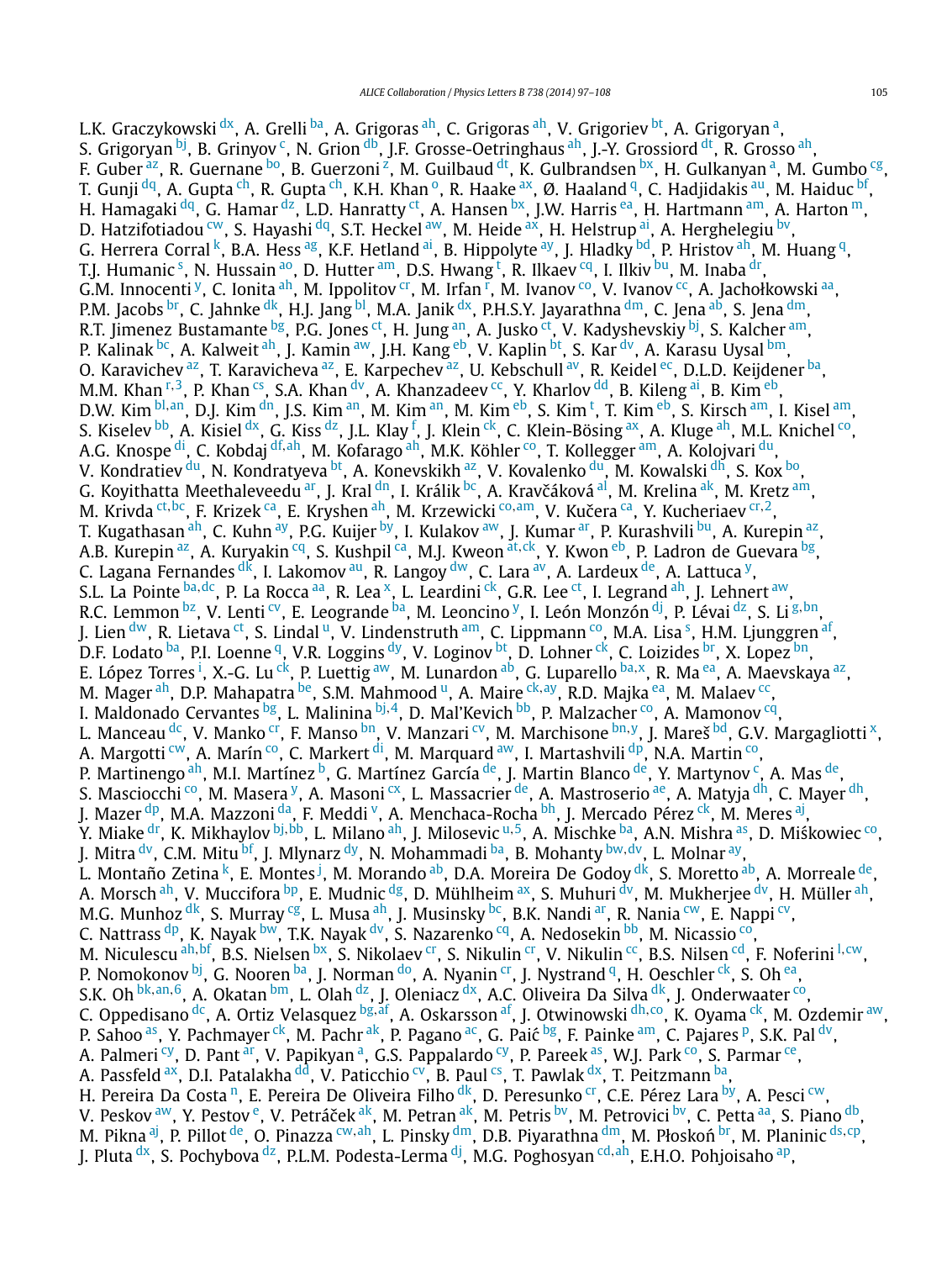L.K. Graczykowski [dx], A. Grelli [ba], A. Grigoras [ah], C. Grigoras [ah], V. Grigoriev [bt], A. Grigoryan [a], S. Grigoryan [bj], B. Grinyov [c], N. Grion [db], J.F. Grosse-Oetringhaus [ah], J.-Y. Grossiord [dt], R. Grosso [ah], F. Guber [az], R. Guernane [bo], B. Guerzoni [z], M. Guilbaud [dt], K. Gulbrandsen [bx], H. Gulkanyan [a], M. Gumbo [cg], T. Gunji [dq], A. Gupta [ch], R. Gupta [ch], K.H. Khan [o], R. Haake [ax], Ø. Haaland [q], C. Hadjidakis [au], M. Haiduc [bf], H. Hamagaki [dq], G. Hamar [dz], L.D. Hanratty [ct], A. Hansen [bx], J.W. Harris [ea], H. Hartmann [am], A. Harton [m], D. Hatzifotiadou [cw], S. Hayashi [dq], S.T. Heckel [aw], M. Heide [ax], H. Helstrup [ai], A. Herghelegiu [bv], G. Herrera Corral [k], B.A. Hess [ag], K.F. Hetland [ai], B. Hippolyte [ay], J. Hladky [bd], P. Hristov [ah], M. Huang [q], T.J. Humanic [s], N. Hussain [ao], D. Hutter [am], D.S. Hwang [t], R. Ilkaev [cq], I. Ilkiv [bu], M. Inaba [dr], G.M. Innocenti [y], C. Ionita [ah], M. Ippolitov [cr], M. Irfan [r], M. Ivanov [co], V. Ivanov [cc], A. Jachołkowski [aa], P.M. Jacobs [br], C. Jahnke [dk], H.J. Jang [bl], M.A. Janik [dx], P.H.S.Y. Jayarathna [dm], C. Jena [ab], S. Jena [dm], R.T. Jimenez Bustamante [bg], P.G. Jones [ct], H. Jung [an], A. Jusko [ct], V. Kadyshevskiy [bj], S. Kalcher [am], P. Kalinak [bc], A. Kalweit [ah], J. Kamin [aw], J.H. Kang [eb], V. Kaplin [bt], S. Kar [dv], A. Karasu Uysal [bm], O. Karavichev [az], T. Karavicheva [az], E. Karpechev [az], U. Kebschull [av], R. Keidel [ec], D.L.D. Keijdener [ba], M.M. Khan [r,3], P. Khan [cs], S.A. Khan [dv], A. Khanzadeev [cc], Y. Kharlov [dd], B. Kileng [ai], B. Kim [eb], D.W. Kim [bl,an], D.J. Kim [dn], J.S. Kim [an], M. Kim [an], M. Kim [eb], S. Kim [t], T. Kim [eb], S. Kirsch [am], I. Kisel [am], S. Kiselev [bb], A. Kisiel [dx], G. Kiss [dz], J.L. Klay [f], J. Klein [ck], C. Klein-Bösing [ax], A. Kluge [ah], M.L. Knichel [co], A.G. Knospe [di], C. Kobdaj [df,ah], M. Kofarago [ah], M.K. Köhler [co], T. Kollegger [am], A. Kolojvari [du], V. Kondratiev [du], N. Kondratyeva [bt], A. Konevskikh [az], V. Kovalenko [du], M. Kowalski [dh], S. Kox [bo], G. Koyithatta Meethaleveedu [ar], J. Kral [dn], I. Králik [bc], A. Kravčáková [al], M. Krelina [ak], M. Kretz [am], M. Krivda [ct,bc], F. Krizek [ca], E. Kryshen [ah], M. Krzewicki [co,am], V. Kučera [ca], Y. Kucheriaev [cr,2], T. Kugathasan [ah], C. Kuhn [ay], P.G. Kuijer [by], I. Kulakov [aw], J. Kumar [ar], P. Kurashvili [bu], A. Kurepin [az], A.B. Kurepin [az], A. Kuryakin [cq], S. Kushpil [ca], M.J. Kweon [at,ck], Y. Kwon [eb], P. Ladron de Guevara [bg], C. Lagana Fernandes [dk], I. Lakomov [au], R. Langoy [dw], C. Lara [av], A. Lardeux [de], A. Lattuca [y], S.L. La Pointe [ba,dc], P. La Rocca [aa], R. Lea [x], L. Leardini [ck], G.R. Lee [ct], I. Legrand [ah], J. Lehnert [aw], R.C. Lemmon [bz], V. Lenti [cv], E. Leogrande [ba], M. Leoncino [y], I. León Monzón [dj], P. Lévai [dz], S. Li [g,bn], J. Lien [dw], R. Lietava [ct], S. Lindal [u], V. Lindenstruth [am], C. Lippmann [co], M.A. Lisa [s], H.M. Ljunggren [af], D.F. Lodato [ba], P.I. Loenne [q], V.R. Loggins [dy], V. Loginov [bt], D. Lohner [ck], C. Loizides [br], X. Lopez [bn], E. López Torres [i], X.-G. Lu [ck], P. Luettig [aw], M. Lunardon [ab], G. Luparello [ba,x], R. Ma [ea], A. Maevskaya [az], M. Mager [ah], D.P. Mahapatra [be], S.M. Mahmood [u], A. Maire [ck,ay], R.D. Majka [ea], M. Malaev [cc], I. Maldonado Cervantes [bg], L. Malinina [bj,4], D. Mal'Kevich [bb], P. Malzacher [co], A. Mamonov [cq], L. Manceau [dc], V. Manko [cr], F. Manso [bn], V. Manzari [cv], M. Marchisone [bn,y], J. Mareš [bd], G.V. Margagliotti [x], A. Margotti [cw], A. Marín [co], C. Markert [di], M. Marquard [aw], I. Martashvili [dp], N.A. Martin [co], P. Martinengo [ah], M.I. Martínez [b], G. Martínez García [de], J. Martin Blanco [de], Y. Martynov [c], A. Mas [de], S. Masciocchi [co], M. Masera [y], A. Masoni [cx], L. Massacrier [de], A. Mastroserio [ae], A. Matyja [dh], C. Mayer [dh], J. Mazer [dp], M.A. Mazzoni [da], F. Meddi [v], A. Menchaca-Rocha [bh], J. Mercado Pérez [ck], M. Meres [aj], Y. Miake [dr], K. Mikhaylov [bj,bb], L. Milano [ah], J. Milosevic [u,5], A. Mischke [ba], A.N. Mishra [as], D. Miśkowiec [co], J. Mitra [dv], C.M. Mitu [bf], J. Mlynarz [dy], N. Mohammadi [ba], B. Mohanty [bw,dv], L. Molnar [ay], L. Montaño Zetina [k], E. Montes [j], M. Morando [ab], D.A. Moreira De Godoy [dk], S. Moretto [ab], A. Morreale [de], A. Morsch [ah], V. Muccifora [bp], E. Mudnic [dg], D. Mühlheim [ax], S. Muhuri [dv], M. Mukherjee [dv], H. Müller [ah], M.G. Munhoz [dk], S. Murray [cg], L. Musa [ah], J. Musinsky [bc], B.K. Nandi [ar], R. Nania [cw], E. Nappi [cv], C. Nattrass [dp], K. Nayak [bw], T.K. Nayak [dv], S. Nazarenko [cq], A. Nedosekin [bb], M. Nicassio [co], M. Niculescu [ah,bf], B.S. Nielsen [bx], S. Nikolaev [cr], S. Nikulin [cr], V. Nikulin [cc], B.S. Nilsen [cd], F. Noferini [l,cw], P. Nomokonov [bj], G. Nooren [ba], J. Norman [do], A. Nyanin [cr], J. Nystrand [q], H. Oeschler [ck], S. Oh [ea], S.K. Oh [bk,an,6], A. Okatan [bm], L. Olah [dz], J. Oleniacz [dx], A.C. Oliveira Da Silva [dk], J. Onderwaater [co], C. Oppedisano [dc], A. Ortiz Velasquez [bg,af], A. Oskarsson [af], J. Otwinowski [dh,co], K. Oyama [ck], M. Ozdemir [aw], P. Sahoo [as], Y. Pachmayer [ck], M. Pachr [ak], P. Pagano [ac], G. Paić [bg], F. Painke [am], C. Pajares [p], S.K. Pal [dv], A. Palmeri [cy], D. Pant [ar], V. Papikyan [a], G.S. Pappalardo [cy], P. Pareek [as], W.J. Park [co], S. Parmar [ce], A. Passfeld [ax], D.I. Patalakha [dd], V. Paticchio [cv], B. Paul [cs], T. Pawlak [dx], T. Peitzmann [ba], H. Pereira Da Costa [n], E. Pereira De Oliveira Filho [dk], D. Peresunko [cr], C.E. Pérez Lara [by], A. Pesci [cw], V. Peskov [aw], Y. Pestov [e], V. Petráček [ak], M. Petran [ak], M. Petris [bv], M. Petrovici [bv], C. Petta [aa], S. Piano [db], M. Pikna [aj], P. Pillot [de], O. Pinazza [cw,ah], L. Pinsky [dm], D.B. Piyarathna [dm], M. Płoskoń [br], M. Planinic [ds,cp], J. Pluta [dx], S. Pochybova [dz], P.L.M. Podesta-Lerma [dj], M.G. Poghosyan [cd,ah], E.H.O. Pohjoisaho [ap],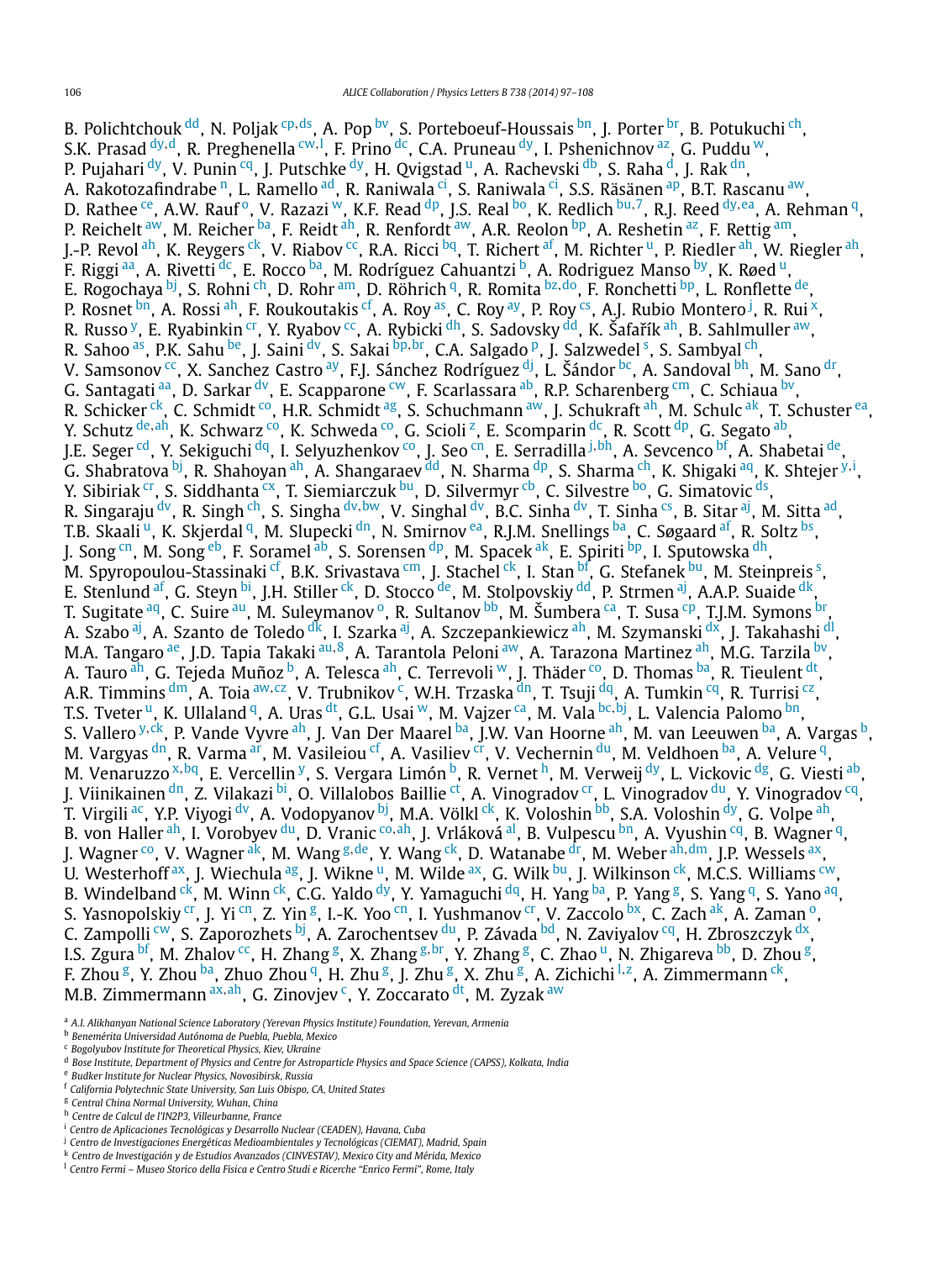B. Polichtchouk [dd], N. Poljak [cp,ds], A. Pop [bv], S. Porteboeuf-Houssais [bn], J. Porter [br], B. Potukuchi [ch], S.K. Prasad [dy,d], R. Preghenella [cw,l], F. Prino [dc], C.A. Pruneau [dy], I. Pshenichnov [az], G. Puddu [w], P. Pujahari [dy], V. Punin [cq], J. Putschke [dy], H. Qvigstad [u], A. Rachevski [db], S. Raha [d], J. Rak [dn], A. Rakotozafindrabe [n], L. Ramello [ad], R. Raniwala [ci], S. Raniwala [ci], S.S. Räsänen [ap], B.T. Rascanu [aw], D. Rathee [ce], A.W. Rauf [o], V. Razazi [w], K.F. Read [dp], J.S. Real [bo], K. Redlich [bu,7], R.J. Reed [dy,ea], A. Rehman [q], P. Reichelt [aw], M. Reicher [ba], F. Reidt [ah], R. Renfordt [aw], A.R. Reolon [bp], A. Reshetin [az], F. Rettig [am], J.-P. Revol [ah], K. Reygers [ck], V. Riabov [cc], R.A. Ricci [bq], T. Richert [af], M. Richter [u], P. Riedler [ah], W. Riegler [ah], F. Riggi [aa], A. Rivetti [dc], E. Rocco [ba], M. Rodríguez Cahuantzi [b], A. Rodriguez Manso [by], K. Røed [u], E. Rogochaya [bj], S. Rohni [ch], D. Rohr [am], D. Röhrich [q], R. Romita [bz,do], F. Ronchetti [bp], L. Ronflette [de], P. Rosnet [bn], A. Rossi [ah], F. Roukoutakis [cf], A. Roy [as], C. Roy [ay], P. Roy [cs], A.J. Rubio Montero [j], R. Rui [x], R. Russo [y], E. Ryabinkin [cr], Y. Ryabov [cc], A. Rybicki [dh], S. Sadovsky [dd], K. Šafařík [ah], B. Sahlmuller [aw], R. Sahoo [as], P.K. Sahu [be], J. Saini [dv], S. Sakai [bp,br], C.A. Salgado [p], J. Salzwedel [s], S. Sambyal [ch], V. Samsonov [cc], X. Sanchez Castro [ay], F.J. Sánchez Rodríguez [dj], L. Šándor [bc], A. Sandoval [bh], M. Sano [dr], G. Santagati [aa], D. Sarkar [dv], E. Scapparone [cw], F. Scarlassara [ab], R.P. Scharenberg [cm], C. Schiaua [bv], R. Schicker [ck], C. Schmidt [co], H.R. Schmidt [ag], S. Schuchmann [aw], J. Schukraft [ah], M. Schulc [ak], T. Schuster [ea], Y. Schutz [de,ah], K. Schwarz [co], K. Schweda [co], G. Scioli [z], E. Scomparin [dc], R. Scott [dp], G. Segato [ab], J.E. Seger [cd], Y. Sekiguchi [dq], I. Selyuzhenkov [co], J. Seo [cn], E. Serradilla [j,bh], A. Sevcenco [bf], A. Shabetai [de], G. Shabratova [bj], R. Shahoyan [ah], A. Shangaraev [dd], N. Sharma [dp], S. Sharma [ch], K. Shigaki [aq], K. Shtejer [y,i], Y. Sibiriak [cr], S. Siddhanta [cx], T. Siemiarczuk [bu], D. Silvermyr [cb], C. Silvestre [bo], G. Simatovic [ds], R. Singaraju [dv], R. Singh [ch], S. Singha [dv,bw], V. Singhal [dv], B.C. Sinha [dv], T. Sinha [cs], B. Sitar [aj], M. Sitta [ad], T.B. Skaali [u], K. Skjerdal [q], M. Slupecki [dn], N. Smirnov [ea], R.J.M. Snellings [ba], C. Søgaard [af], R. Soltz [bs], J. Song [cn], M. Song [eb], F. Soramel [ab], S. Sorensen [dp], M. Spacek [ak], E. Spiriti [bp], I. Sputowska [dh], M. Spyropoulou-Stassinaki [cf], B.K. Srivastava [cm], J. Stachel [ck], I. Stan [bf], G. Stefanek [bu], M. Steinpreis [s], E. Stenlund [af], G. Steyn [bi], J.H. Stiller [ck], D. Stocco [de], M. Stolpovskiy [dd], P. Strmen [aj], A.A.P. Suaide [dk], T. Sugitate [aq], C. Suire [au], M. Suleymanov [o], R. Sultanov [bb], M. Šumbera [ca], T. Susa [cp], T.J.M. Symons [br], A. Szabo [aj], A. Szanto de Toledo [dk], I. Szarka [aj], A. Szczepankiewicz [ah], M. Szymanski [dx], J. Takahashi [dl], M.A. Tangaro [ae], J.D. Tapia Takaki [au,8], A. Tarantola Peloni [aw], A. Tarazona Martinez [ah], M.G. Tarzila [bv], A. Tauro [ah], G. Tejeda Muñoz [b], A. Telesca [ah], C. Terrevoli [w], J. Thäder [co], D. Thomas [ba], R. Tieulent [dt], A.R. Timmins [dm], A. Toia [aw,cz], V. Trubnikov [c], W.H. Trzaska [dn], T. Tsuji [dq], A. Tumkin [cq], R. Turrisi [cz], T.S. Tveter [u], K. Ullaland [q], A. Uras [dt], G.L. Usai [w], M. Vajzer [ca], M. Vala [bc,bj], L. Valencia Palomo [bn], S. Vallero [y,ck], P. Vande Vyvre [ah], J. Van Der Maarel [ba], J.W. Van Hoorne [ah], M. van Leeuwen [ba], A. Vargas [b], M. Vargyas [dn], R. Varma [ar], M. Vasileiou [cf], A. Vasiliev [cr], V. Vechernin [du], M. Veldhoen [ba], A. Velure [q], M. Venaruzzo [x,bq], E. Vercellin [y], S. Vergara Limón [b], R. Vernet [h], M. Verweij [dy], L. Vickovic [dg], G. Viesti [ab], J. Viinikainen [dn], Z. Vilakazi [bi], O. Villalobos Baillie [ct], A. Vinogradov [cr], L. Vinogradov [du], Y. Vinogradov [cq], T. Virgili [ac], Y.P. Viyogi [dv], A. Vodopyanov [bj], M.A. Völkl [ck], K. Voloshin [bb], S.A. Voloshin [dy], G. Volpe [ah], B. von Haller [ah], I. Vorobyev [du], D. Vranic [co,ah], J. Vrláková [al], B. Vulpescu [bn], A. Vyushin [cq], B. Wagner [q], J. Wagner [co], V. Wagner [ak], M. Wang [g,de], Y. Wang [ck], D. Watanabe [dr], M. Weber [ah,dm], J.P. Wessels [ax], U. Westerhoff [ax], J. Wiechula [ag], J. Wikne [u], M. Wilde [ax], G. Wilk [bu], J. Wilkinson [ck], M.C.S. Williams [cw], B. Windelband [ck], M. Winn [ck], C.G. Yaldo [dy], Y. Yamaguchi [dq], H. Yang [ba], P. Yang [g], S. Yang [q], S. Yano [aq], S. Yasnopolskiy [cr], J. Yi [cn], Z. Yin [g], I.-K. Yoo [cn], I. Yushmanov [cr], V. Zaccolo [bx], C. Zach [ak], A. Zaman [o], C. Zampolli [cw], S. Zaporozhets [bj], A. Zarochentsev [du], P. Závada [bd], N. Zaviyalov [cq], H. Zbroszczyk [dx], I.S. Zgura [bf], M. Zhalov [cc], H. Zhang [g], X. Zhang [g,br], Y. Zhang [g], C. Zhao [u], N. Zhigareva [bb], D. Zhou [g], F. Zhou [g], Y. Zhou [ba], Zhuo Zhou [q], H. Zhu [g], J. Zhu [g], X. Zhu [g], A. Zichichi [l,z], A. Zimmermann [ck], M.B. Zimmermann [ax,ah], G. Zinovjev [c], Y. Zoccarato [dt], M. Zyzak [aw]

[a] *A.I. Alikhanyan National Science Laboratory (Yerevan Physics Institute) Foundation, Yerevan, Armenia*
[b] *Benemérita Universidad Autónoma de Puebla, Puebla, Mexico*
[c] *Bogolyubov Institute for Theoretical Physics, Kiev, Ukraine*
[d] *Bose Institute, Department of Physics and Centre for Astroparticle Physics and Space Science (CAPSS), Kolkata, India*
[e] *Budker Institute for Nuclear Physics, Novosibirsk, Russia*
[f] *California Polytechnic State University, San Luis Obispo, CA, United States*
[g] *Central China Normal University, Wuhan, China*
[h] *Centre de Calcul de l'IN2P3, Villeurbanne, France*
[i] *Centro de Aplicaciones Tecnológicas y Desarrollo Nuclear (CEADEN), Havana, Cuba*
[j] *Centro de Investigaciones Energéticas Medioambientales y Tecnológicas (CIEMAT), Madrid, Spain*
[k] *Centro de Investigación y de Estudios Avanzados (CINVESTAV), Mexico City and Mérida, Mexico*
[l] *Centro Fermi – Museo Storico della Fisica e Centro Studi e Ricerche "Enrico Fermi", Rome, Italy*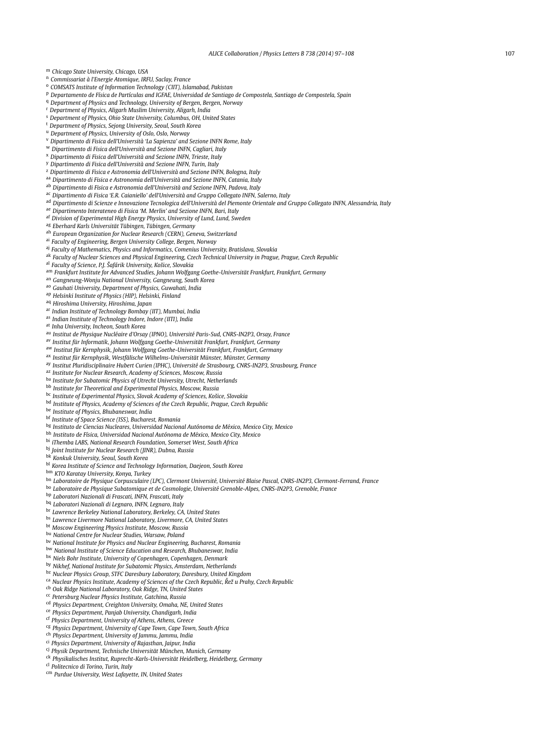[m] Chicago State University, Chicago, USA
[n] Commissariat à l'Energie Atomique, IRFU, Saclay, France
[o] COMSATS Institute of Information Technology (CIIT), Islamabad, Pakistan
[p] Departamento de Física de Partículas and IGFAE, Universidad de Santiago de Compostela, Santiago de Compostela, Spain
[q] Department of Physics and Technology, University of Bergen, Bergen, Norway
[r] Department of Physics, Aligarh Muslim University, Aligarh, India
[s] Department of Physics, Ohio State University, Columbus, OH, United States
[t] Department of Physics, Sejong University, Seoul, South Korea
[u] Department of Physics, University of Oslo, Oslo, Norway
[v] Dipartimento di Fisica dell'Università 'La Sapienza' and Sezione INFN Rome, Italy
[w] Dipartimento di Fisica dell'Università and Sezione INFN, Cagliari, Italy
[x] Dipartimento di Fisica dell'Università and Sezione INFN, Trieste, Italy
[y] Dipartimento di Fisica dell'Università and Sezione INFN, Turin, Italy
[z] Dipartimento di Fisica e Astronomia dell'Università and Sezione INFN, Bologna, Italy
[aa] Dipartimento di Fisica e Astronomia dell'Università and Sezione INFN, Catania, Italy
[ab] Dipartimento di Fisica e Astronomia dell'Università and Sezione INFN, Padova, Italy
[ac] Dipartimento di Fisica 'E.R. Caianiello' dell'Università and Gruppo Collegato INFN, Salerno, Italy
[ad] Dipartimento di Scienze e Innovazione Tecnologica dell'Università del Piemonte Orientale and Gruppo Collegato INFN, Alessandria, Italy
[ae] Dipartimento Interateneo di Fisica 'M. Merlin' and Sezione INFN, Bari, Italy
[af] Division of Experimental High Energy Physics, University of Lund, Lund, Sweden
[ag] Eberhard Karls Universität Tübingen, Tübingen, Germany
[ah] European Organization for Nuclear Research (CERN), Geneva, Switzerland
[ai] Faculty of Engineering, Bergen University College, Bergen, Norway
[aj] Faculty of Mathematics, Physics and Informatics, Comenius University, Bratislava, Slovakia
[ak] Faculty of Nuclear Sciences and Physical Engineering, Czech Technical University in Prague, Prague, Czech Republic
[al] Faculty of Science, P.J. Šafárik University, Košice, Slovakia
[am] Frankfurt Institute for Advanced Studies, Johann Wolfgang Goethe-Universität Frankfurt, Frankfurt, Germany
[an] Gangneung-Wonju National University, Gangneung, South Korea
[ao] Gauhati University, Department of Physics, Guwahati, India
[ap] Helsinki Institute of Physics (HIP), Helsinki, Finland
[aq] Hiroshima University, Hiroshima, Japan
[ar] Indian Institute of Technology Bombay (IIT), Mumbai, India
[as] Indian Institute of Technology Indore, Indore (IITI), India
[at] Inha University, Incheon, South Korea
[au] Institut de Physique Nucléaire d'Orsay (IPNO), Université Paris-Sud, CNRS-IN2P3, Orsay, France
[av] Institut für Informatik, Johann Wolfgang Goethe-Universität Frankfurt, Frankfurt, Germany
[aw] Institut für Kernphysik, Johann Wolfgang Goethe-Universität Frankfurt, Frankfurt, Germany
[ax] Institut für Kernphysik, Westfälische Wilhelms-Universität Münster, Münster, Germany
[ay] Institut Pluridisciplinaire Hubert Curien (IPHC), Université de Strasbourg, CNRS-IN2P3, Strasbourg, France
[az] Institute for Nuclear Research, Academy of Sciences, Moscow, Russia
[ba] Institute for Subatomic Physics of Utrecht University, Utrecht, Netherlands
[bb] Institute for Theoretical and Experimental Physics, Moscow, Russia
[bc] Institute of Experimental Physics, Slovak Academy of Sciences, Košice, Slovakia
[bd] Institute of Physics, Academy of Sciences of the Czech Republic, Prague, Czech Republic
[be] Institute of Physics, Bhubaneswar, India
[bf] Institute of Space Science (ISS), Bucharest, Romania
[bg] Instituto de Ciencias Nucleares, Universidad Nacional Autónoma de México, Mexico City, Mexico
[bh] Instituto de Física, Universidad Nacional Autónoma de México, Mexico City, Mexico
[bi] iThemba LABS, National Research Foundation, Somerset West, South Africa
[bj] Joint Institute for Nuclear Research (JINR), Dubna, Russia
[bk] Konkuk University, Seoul, South Korea
[bl] Korea Institute of Science and Technology Information, Daejeon, South Korea
[bm] KTO Karatay University, Konya, Turkey
[bn] Laboratoire de Physique Corpusculaire (LPC), Clermont Université, Université Blaise Pascal, CNRS-IN2P3, Clermont-Ferrand, France
[bo] Laboratoire de Physique Subatomique et de Cosmologie, Université Grenoble-Alpes, CNRS-IN2P3, Grenoble, France
[bp] Laboratori Nazionali di Frascati, INFN, Frascati, Italy
[bq] Laboratori Nazionali di Legnaro, INFN, Legnaro, Italy
[br] Lawrence Berkeley National Laboratory, Berkeley, CA, United States
[bs] Lawrence Livermore National Laboratory, Livermore, CA, United States
[bt] Moscow Engineering Physics Institute, Moscow, Russia
[bu] National Centre for Nuclear Studies, Warsaw, Poland
[bv] National Institute for Physics and Nuclear Engineering, Bucharest, Romania
[bw] National Institute of Science Education and Research, Bhubaneswar, India
[bx] Niels Bohr Institute, University of Copenhagen, Copenhagen, Denmark
[by] Nikhef, National Institute for Subatomic Physics, Amsterdam, Netherlands
[bz] Nuclear Physics Group, STFC Daresbury Laboratory, Daresbury, United Kingdom
[ca] Nuclear Physics Institute, Academy of Sciences of the Czech Republic, Řež u Prahy, Czech Republic
[cb] Oak Ridge National Laboratory, Oak Ridge, TN, United States
[cc] Petersburg Nuclear Physics Institute, Gatchina, Russia
[cd] Physics Department, Creighton University, Omaha, NE, United States
[ce] Physics Department, Panjab University, Chandigarh, India
[cf] Physics Department, University of Athens, Athens, Greece
[cg] Physics Department, University of Cape Town, Cape Town, South Africa
[ch] Physics Department, University of Jammu, Jammu, India
[ci] Physics Department, University of Rajasthan, Jaipur, India
[cj] Physik Department, Technische Universität München, Munich, Germany
[ck] Physikalisches Institut, Ruprecht-Karls-Universität Heidelberg, Heidelberg, Germany
[cl] Politecnico di Torino, Turin, Italy
[cm] Purdue University, West Lafayette, IN, United States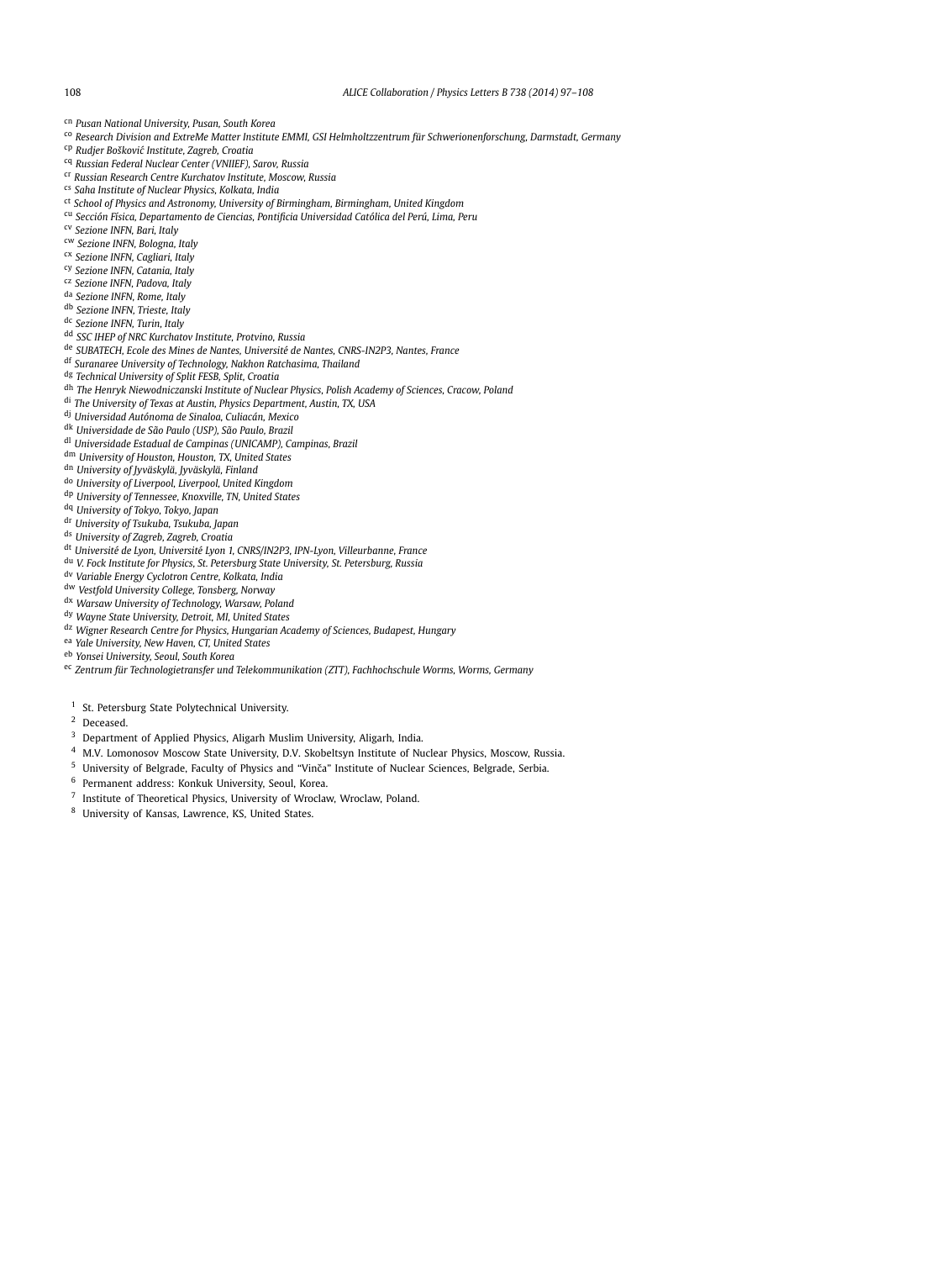[cn] Pusan National University, Pusan, South Korea
[co] Research Division and ExtreMe Matter Institute EMMI, GSI Helmholtzzentrum für Schwerionenforschung, Darmstadt, Germany
[cp] Rudjer Bošković Institute, Zagreb, Croatia
[cq] Russian Federal Nuclear Center (VNIIEF), Sarov, Russia
[cr] Russian Research Centre Kurchatov Institute, Moscow, Russia
[cs] Saha Institute of Nuclear Physics, Kolkata, India
[ct] School of Physics and Astronomy, University of Birmingham, Birmingham, United Kingdom
[cu] Sección Física, Departamento de Ciencias, Pontificia Universidad Católica del Perú, Lima, Peru
[cv] Sezione INFN, Bari, Italy
[cw] Sezione INFN, Bologna, Italy
[cx] Sezione INFN, Cagliari, Italy
[cy] Sezione INFN, Catania, Italy
[cz] Sezione INFN, Padova, Italy
[da] Sezione INFN, Rome, Italy
[db] Sezione INFN, Trieste, Italy
[dc] Sezione INFN, Turin, Italy
[dd] SSC IHEP of NRC Kurchatov Institute, Protvino, Russia
[de] SUBATECH, Ecole des Mines de Nantes, Université de Nantes, CNRS-IN2P3, Nantes, France
[df] Suranaree University of Technology, Nakhon Ratchasima, Thailand
[dg] Technical University of Split FESB, Split, Croatia
[dh] The Henryk Niewodniczanski Institute of Nuclear Physics, Polish Academy of Sciences, Cracow, Poland
[di] The University of Texas at Austin, Physics Department, Austin, TX, USA
[dj] Universidad Autónoma de Sinaloa, Culiacán, Mexico
[dk] Universidade de São Paulo (USP), São Paulo, Brazil
[dl] Universidade Estadual de Campinas (UNICAMP), Campinas, Brazil
[dm] University of Houston, Houston, TX, United States
[dn] University of Jyväskylä, Jyväskylä, Finland
[do] University of Liverpool, Liverpool, United Kingdom
[dp] University of Tennessee, Knoxville, TN, United States
[dq] University of Tokyo, Tokyo, Japan
[dr] University of Tsukuba, Tsukuba, Japan
[ds] University of Zagreb, Zagreb, Croatia
[dt] Université de Lyon, Université Lyon 1, CNRS/IN2P3, IPN-Lyon, Villeurbanne, France
[du] V. Fock Institute for Physics, St. Petersburg State University, St. Petersburg, Russia
[dv] Variable Energy Cyclotron Centre, Kolkata, India
[dw] Vestfold University College, Tonsberg, Norway
[dx] Warsaw University of Technology, Warsaw, Poland
[dy] Wayne State University, Detroit, MI, United States
[dz] Wigner Research Centre for Physics, Hungarian Academy of Sciences, Budapest, Hungary
[ea] Yale University, New Haven, CT, United States
[eb] Yonsei University, Seoul, South Korea
[ec] Zentrum für Technologietransfer und Telekommunikation (ZTT), Fachhochschule Worms, Worms, Germany

[1] St. Petersburg State Polytechnical University.
[2] Deceased.
[3] Department of Applied Physics, Aligarh Muslim University, Aligarh, India.
[4] M.V. Lomonosov Moscow State University, D.V. Skobeltsyn Institute of Nuclear Physics, Moscow, Russia.
[5] University of Belgrade, Faculty of Physics and "Vinča" Institute of Nuclear Sciences, Belgrade, Serbia.
[6] Permanent address: Konkuk University, Seoul, Korea.
[7] Institute of Theoretical Physics, University of Wroclaw, Wroclaw, Poland.
[8] University of Kansas, Lawrence, KS, United States.